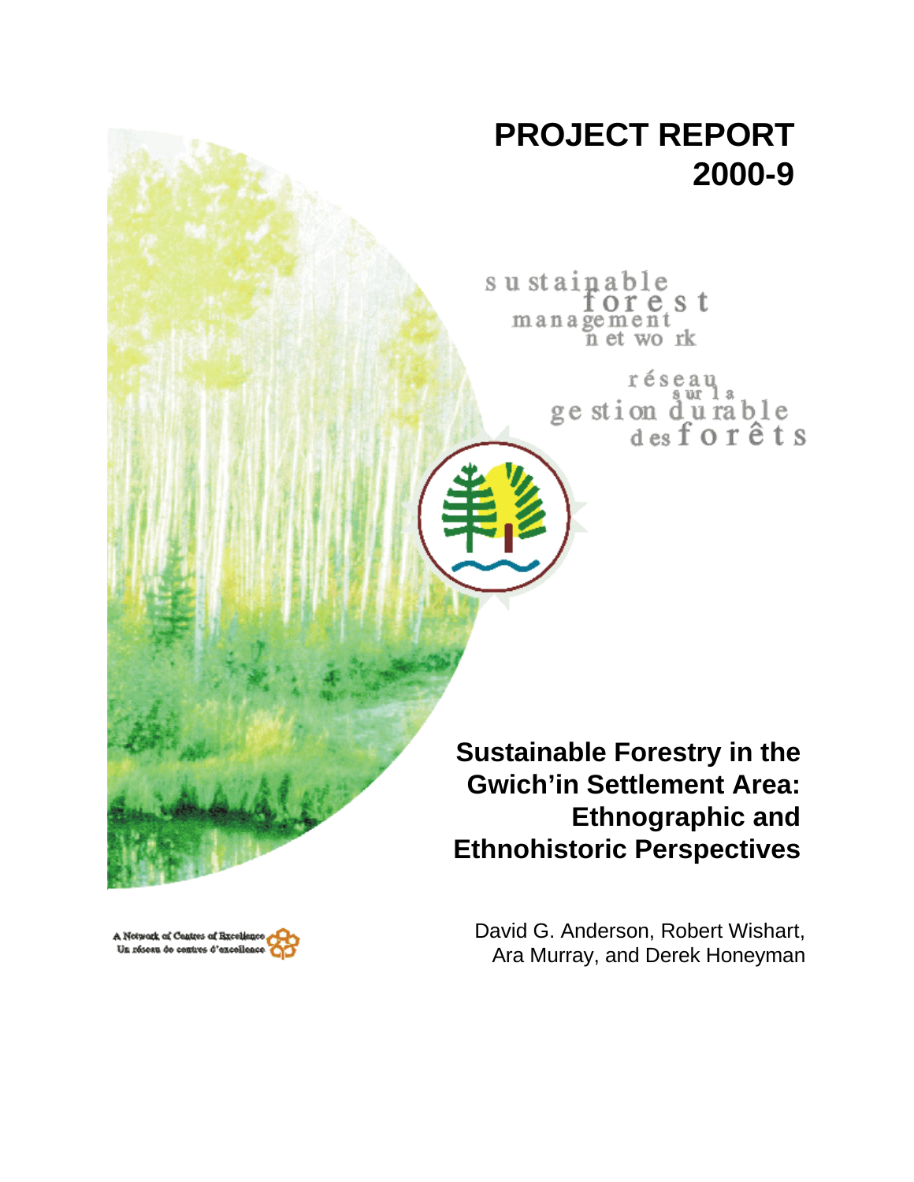# PROJECT REPORT 2000-9

sustainable forest management network

réseau sur la gestion durable des forêts

## Sustainable Forestry in the Gwich'in Settlement Area: Ethnographic and Ethnohistoric Perspectives

David G. Anderson, Robert Wishart, Ara Murray, and Derek Honeyman

A Network of Centres of Excellence
Un réseau de centres d'excellence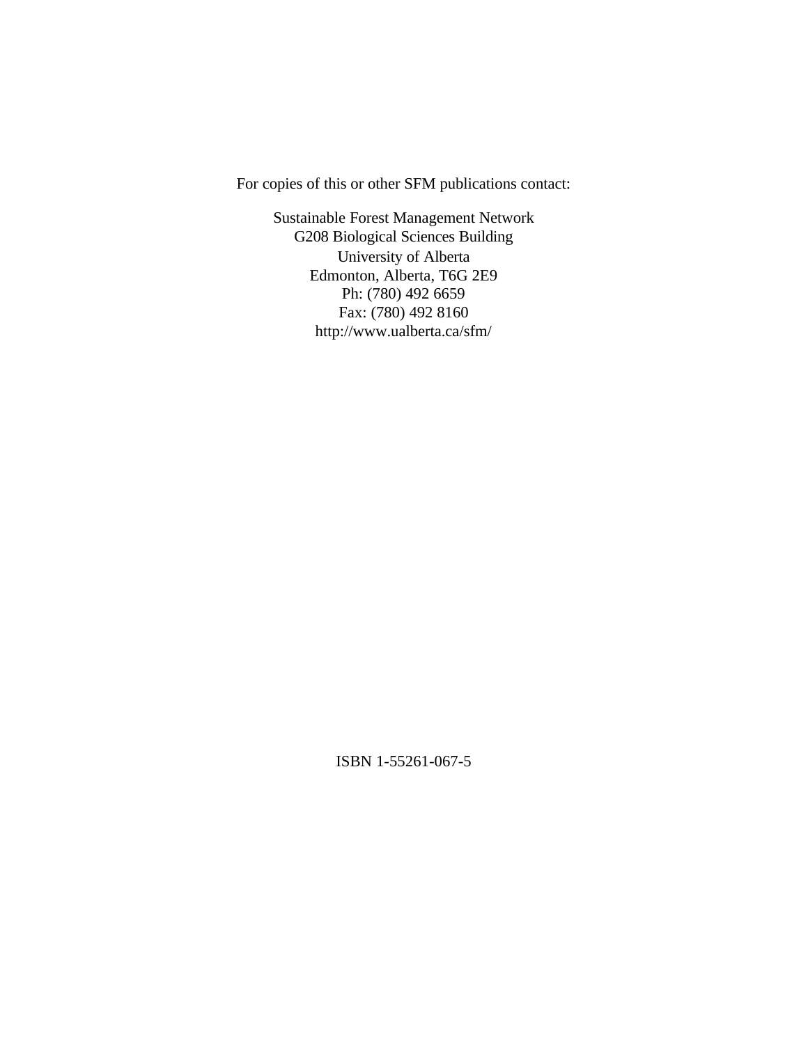For copies of this or other SFM publications contact:

Sustainable Forest Management Network
G208 Biological Sciences Building
University of Alberta
Edmonton, Alberta, T6G 2E9
Ph: (780) 492 6659
Fax: (780) 492 8160
http://www.ualberta.ca/sfm/

ISBN 1-55261-067-5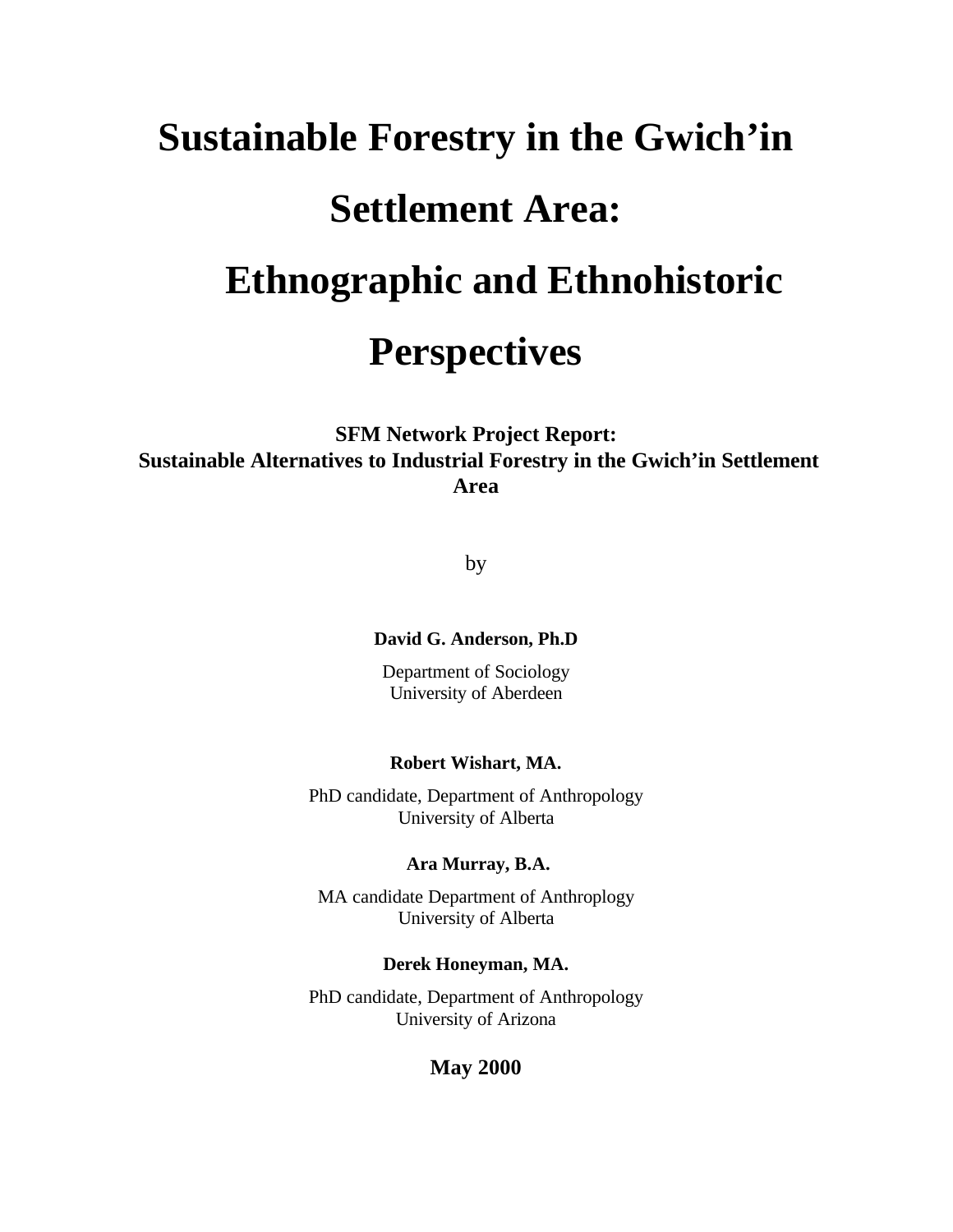# Sustainable Forestry in the Gwich'in Settlement Area: Ethnographic and Ethnohistoric Perspectives

**SFM Network Project Report:**
**Sustainable Alternatives to Industrial Forestry in the Gwich'in Settlement Area**

by

**David G. Anderson, Ph.D**

Department of Sociology
University of Aberdeen

**Robert Wishart, MA.**

PhD candidate, Department of Anthropology
University of Alberta

**Ara Murray, B.A.**

MA candidate Department of Anthroplogy
University of Alberta

**Derek Honeyman, MA.**

PhD candidate, Department of Anthropology
University of Arizona

**May 2000**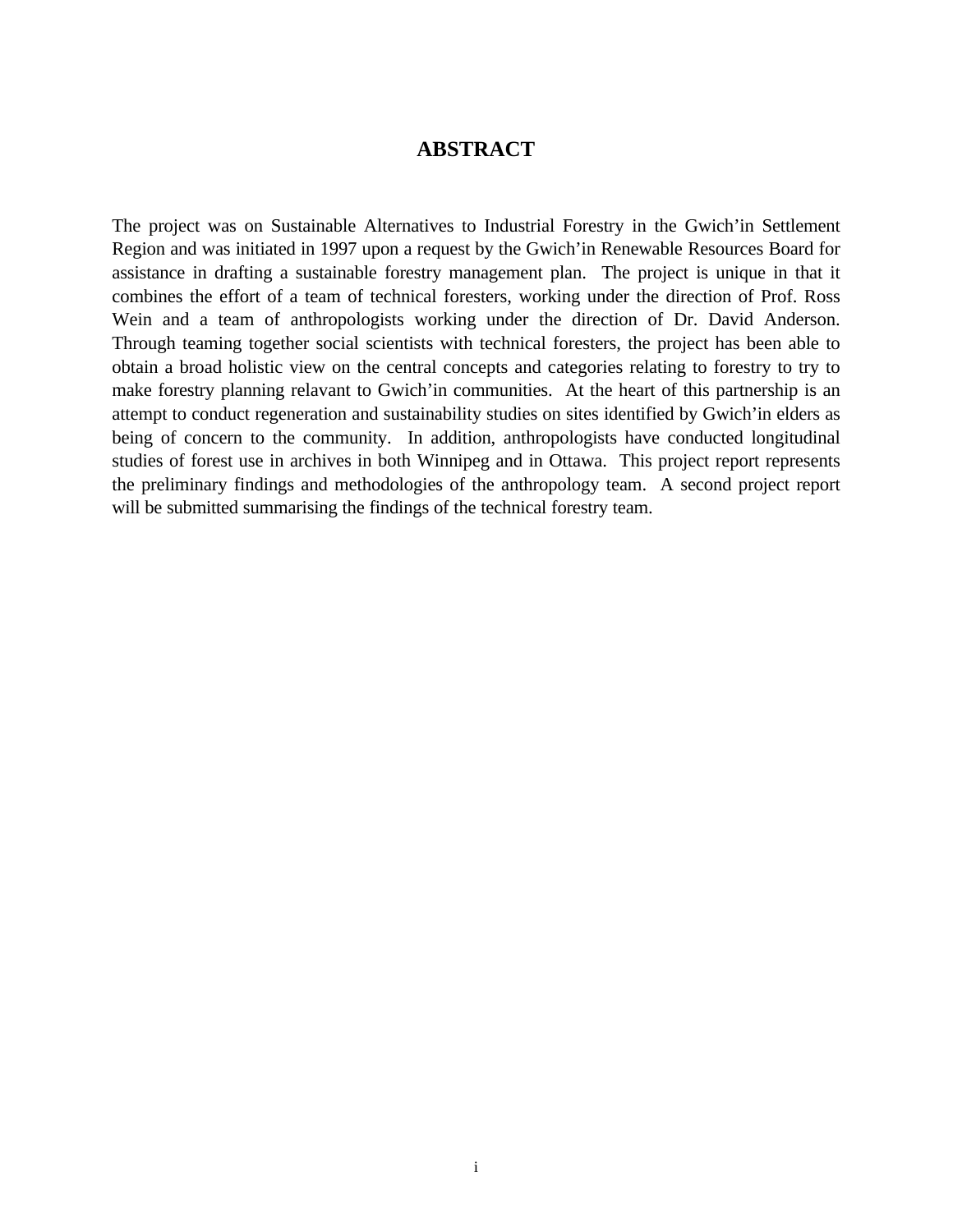# ABSTRACT

The project was on Sustainable Alternatives to Industrial Forestry in the Gwich'in Settlement Region and was initiated in 1997 upon a request by the Gwich'in Renewable Resources Board for assistance in drafting a sustainable forestry management plan. The project is unique in that it combines the effort of a team of technical foresters, working under the direction of Prof. Ross Wein and a team of anthropologists working under the direction of Dr. David Anderson. Through teaming together social scientists with technical foresters, the project has been able to obtain a broad holistic view on the central concepts and categories relating to forestry to try to make forestry planning relavant to Gwich'in communities. At the heart of this partnership is an attempt to conduct regeneration and sustainability studies on sites identified by Gwich'in elders as being of concern to the community. In addition, anthropologists have conducted longitudinal studies of forest use in archives in both Winnipeg and in Ottawa. This project report represents the preliminary findings and methodologies of the anthropology team. A second project report will be submitted summarising the findings of the technical forestry team.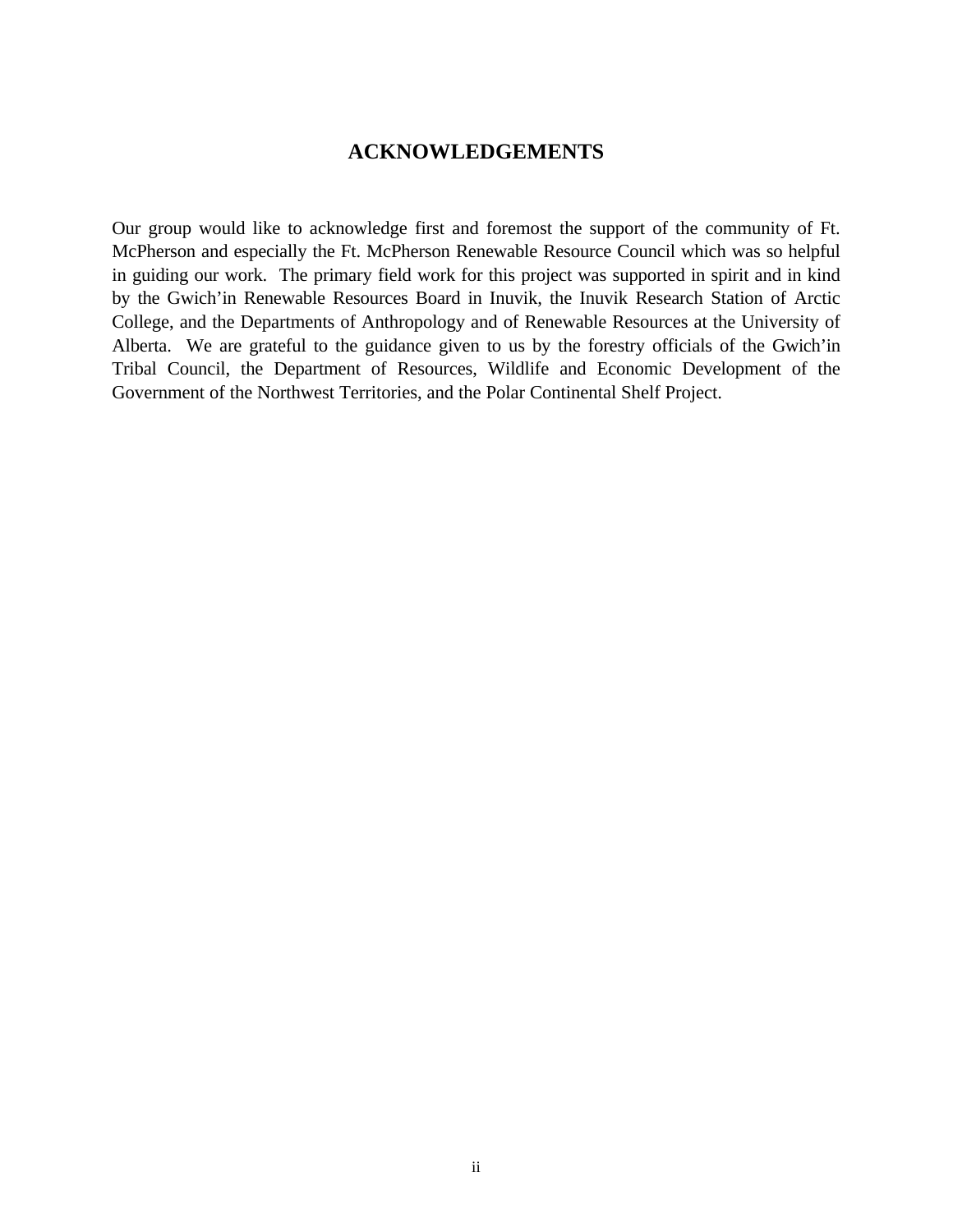# ACKNOWLEDGEMENTS

Our group would like to acknowledge first and foremost the support of the community of Ft. McPherson and especially the Ft. McPherson Renewable Resource Council which was so helpful in guiding our work. The primary field work for this project was supported in spirit and in kind by the Gwich'in Renewable Resources Board in Inuvik, the Inuvik Research Station of Arctic College, and the Departments of Anthropology and of Renewable Resources at the University of Alberta. We are grateful to the guidance given to us by the forestry officials of the Gwich'in Tribal Council, the Department of Resources, Wildlife and Economic Development of the Government of the Northwest Territories, and the Polar Continental Shelf Project.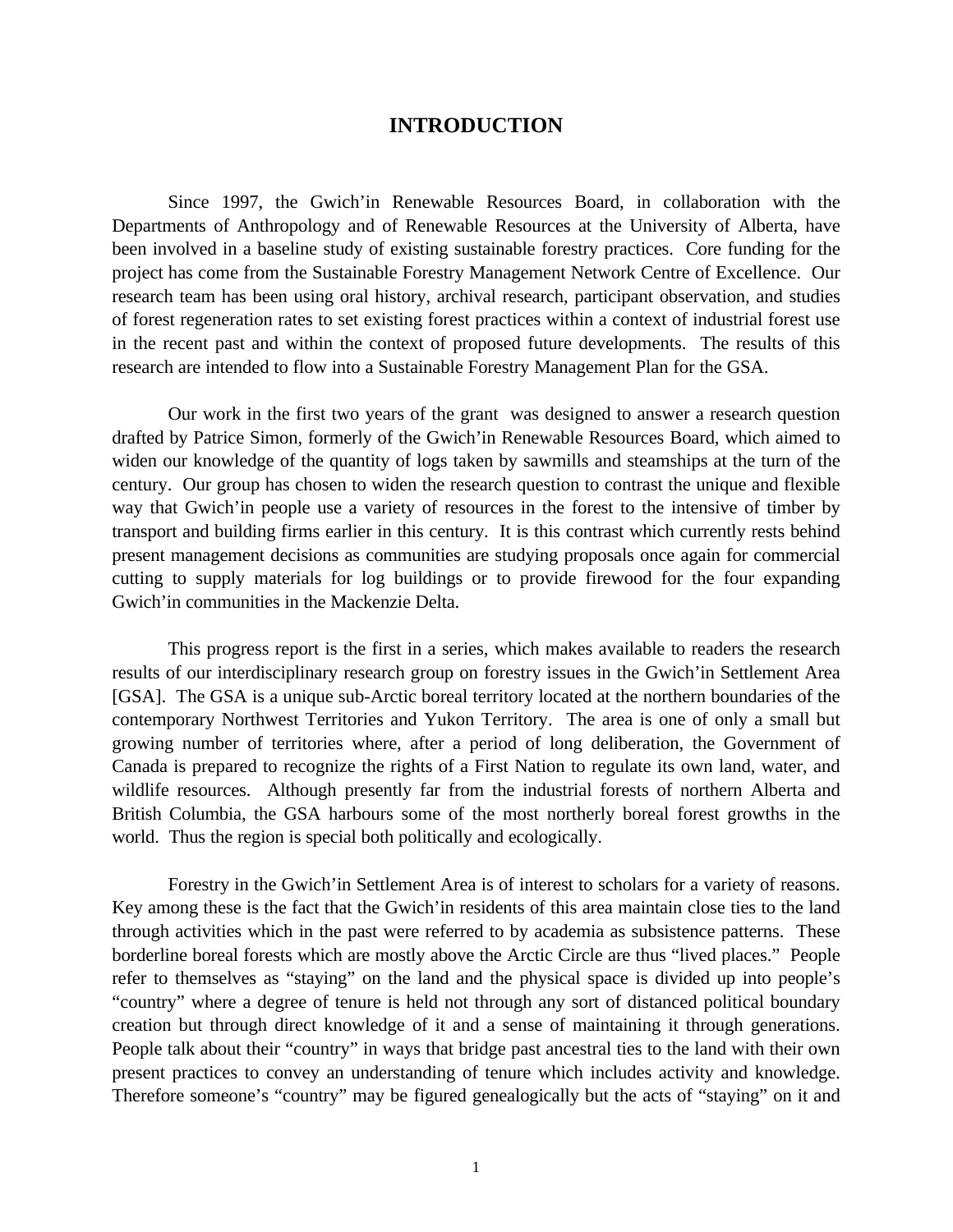# INTRODUCTION

Since 1997, the Gwich'in Renewable Resources Board, in collaboration with the Departments of Anthropology and of Renewable Resources at the University of Alberta, have been involved in a baseline study of existing sustainable forestry practices. Core funding for the project has come from the Sustainable Forestry Management Network Centre of Excellence. Our research team has been using oral history, archival research, participant observation, and studies of forest regeneration rates to set existing forest practices within a context of industrial forest use in the recent past and within the context of proposed future developments. The results of this research are intended to flow into a Sustainable Forestry Management Plan for the GSA.

Our work in the first two years of the grant was designed to answer a research question drafted by Patrice Simon, formerly of the Gwich'in Renewable Resources Board, which aimed to widen our knowledge of the quantity of logs taken by sawmills and steamships at the turn of the century. Our group has chosen to widen the research question to contrast the unique and flexible way that Gwich'in people use a variety of resources in the forest to the intensive of timber by transport and building firms earlier in this century. It is this contrast which currently rests behind present management decisions as communities are studying proposals once again for commercial cutting to supply materials for log buildings or to provide firewood for the four expanding Gwich'in communities in the Mackenzie Delta.

This progress report is the first in a series, which makes available to readers the research results of our interdisciplinary research group on forestry issues in the Gwich'in Settlement Area [GSA]. The GSA is a unique sub-Arctic boreal territory located at the northern boundaries of the contemporary Northwest Territories and Yukon Territory. The area is one of only a small but growing number of territories where, after a period of long deliberation, the Government of Canada is prepared to recognize the rights of a First Nation to regulate its own land, water, and wildlife resources. Although presently far from the industrial forests of northern Alberta and British Columbia, the GSA harbours some of the most northerly boreal forest growths in the world. Thus the region is special both politically and ecologically.

Forestry in the Gwich'in Settlement Area is of interest to scholars for a variety of reasons. Key among these is the fact that the Gwich'in residents of this area maintain close ties to the land through activities which in the past were referred to by academia as subsistence patterns. These borderline boreal forests which are mostly above the Arctic Circle are thus "lived places." People refer to themselves as "staying" on the land and the physical space is divided up into people's "country" where a degree of tenure is held not through any sort of distanced political boundary creation but through direct knowledge of it and a sense of maintaining it through generations. People talk about their "country" in ways that bridge past ancestral ties to the land with their own present practices to convey an understanding of tenure which includes activity and knowledge. Therefore someone's "country" may be figured genealogically but the acts of "staying" on it and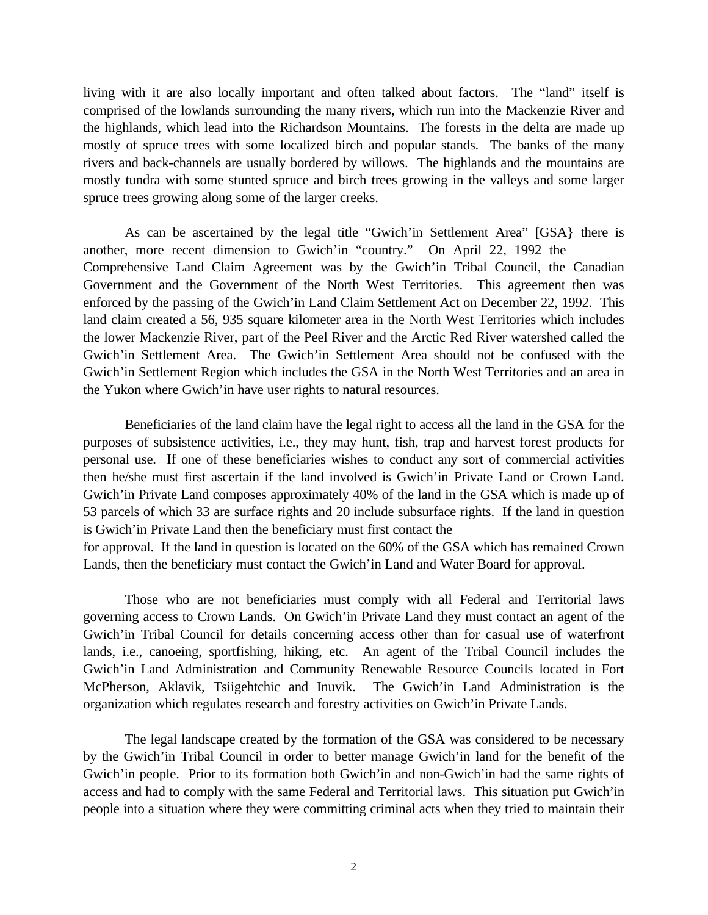living with it are also locally important and often talked about factors. The "land" itself is comprised of the lowlands surrounding the many rivers, which run into the Mackenzie River and the highlands, which lead into the Richardson Mountains. The forests in the delta are made up mostly of spruce trees with some localized birch and popular stands. The banks of the many rivers and back-channels are usually bordered by willows. The highlands and the mountains are mostly tundra with some stunted spruce and birch trees growing in the valleys and some larger spruce trees growing along some of the larger creeks.

As can be ascertained by the legal title "Gwich'in Settlement Area" [GSA} there is another, more recent dimension to Gwich'in "country." On April 22, 1992 the Comprehensive Land Claim Agreement was by the Gwich'in Tribal Council, the Canadian Government and the Government of the North West Territories. This agreement then was enforced by the passing of the Gwich'in Land Claim Settlement Act on December 22, 1992. This land claim created a 56, 935 square kilometer area in the North West Territories which includes the lower Mackenzie River, part of the Peel River and the Arctic Red River watershed called the Gwich'in Settlement Area. The Gwich'in Settlement Area should not be confused with the Gwich'in Settlement Region which includes the GSA in the North West Territories and an area in the Yukon where Gwich'in have user rights to natural resources.

Beneficiaries of the land claim have the legal right to access all the land in the GSA for the purposes of subsistence activities, i.e., they may hunt, fish, trap and harvest forest products for personal use. If one of these beneficiaries wishes to conduct any sort of commercial activities then he/she must first ascertain if the land involved is Gwich'in Private Land or Crown Land. Gwich'in Private Land composes approximately 40% of the land in the GSA which is made up of 53 parcels of which 33 are surface rights and 20 include subsurface rights. If the land in question is Gwich'in Private Land then the beneficiary must first contact the
for approval. If the land in question is located on the 60% of the GSA which has remained Crown Lands, then the beneficiary must contact the Gwich'in Land and Water Board for approval.

Those who are not beneficiaries must comply with all Federal and Territorial laws governing access to Crown Lands. On Gwich'in Private Land they must contact an agent of the Gwich'in Tribal Council for details concerning access other than for casual use of waterfront lands, i.e., canoeing, sportfishing, hiking, etc. An agent of the Tribal Council includes the Gwich'in Land Administration and Community Renewable Resource Councils located in Fort McPherson, Aklavik, Tsiigehtchic and Inuvik. The Gwich'in Land Administration is the organization which regulates research and forestry activities on Gwich'in Private Lands.

The legal landscape created by the formation of the GSA was considered to be necessary by the Gwich'in Tribal Council in order to better manage Gwich'in land for the benefit of the Gwich'in people. Prior to its formation both Gwich'in and non-Gwich'in had the same rights of access and had to comply with the same Federal and Territorial laws. This situation put Gwich'in people into a situation where they were committing criminal acts when they tried to maintain their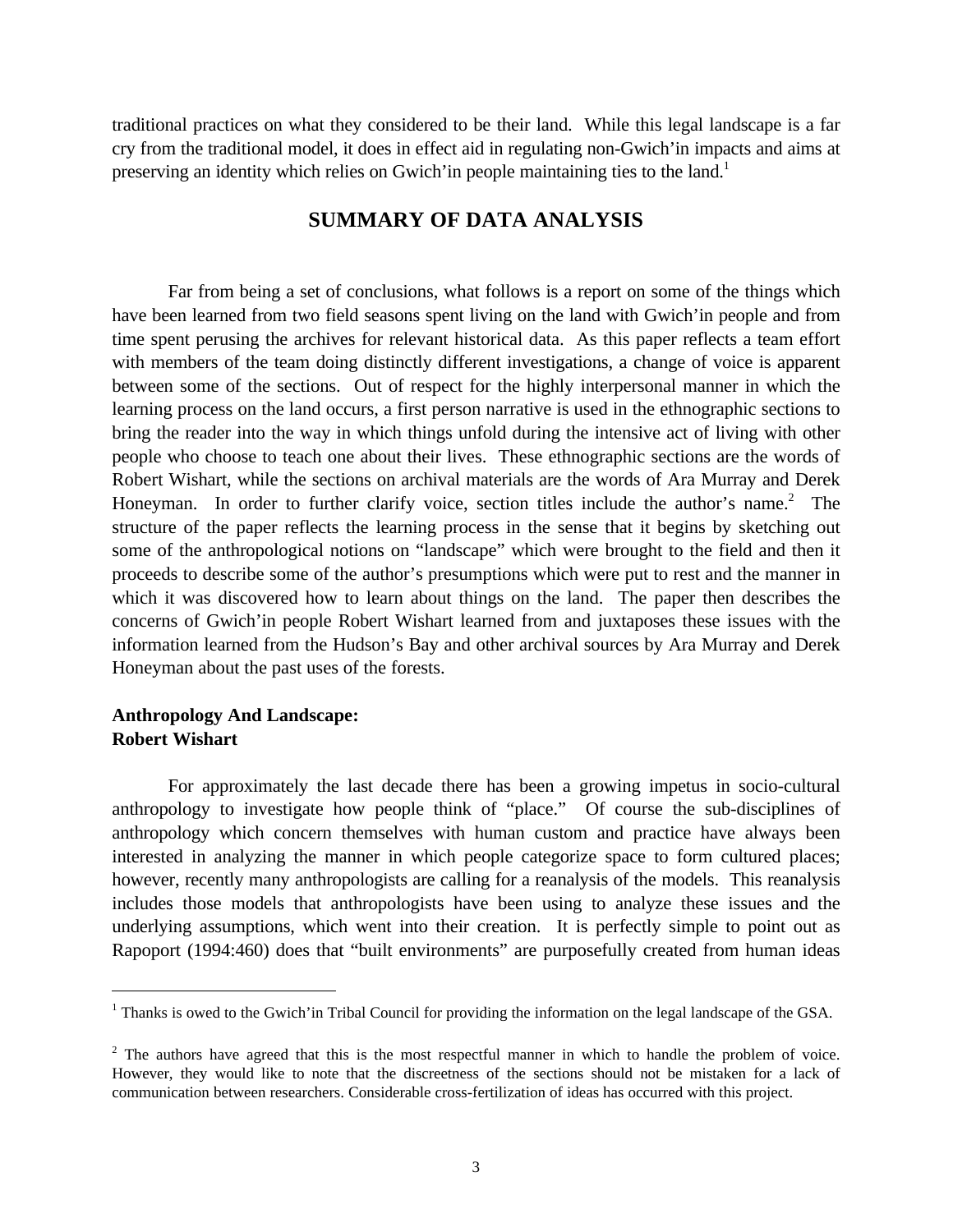traditional practices on what they considered to be their land. While this legal landscape is a far cry from the traditional model, it does in effect aid in regulating non-Gwich'in impacts and aims at preserving an identity which relies on Gwich'in people maintaining ties to the land.[1]

## SUMMARY OF DATA ANALYSIS

Far from being a set of conclusions, what follows is a report on some of the things which have been learned from two field seasons spent living on the land with Gwich'in people and from time spent perusing the archives for relevant historical data. As this paper reflects a team effort with members of the team doing distinctly different investigations, a change of voice is apparent between some of the sections. Out of respect for the highly interpersonal manner in which the learning process on the land occurs, a first person narrative is used in the ethnographic sections to bring the reader into the way in which things unfold during the intensive act of living with other people who choose to teach one about their lives. These ethnographic sections are the words of Robert Wishart, while the sections on archival materials are the words of Ara Murray and Derek Honeyman. In order to further clarify voice, section titles include the author's name.[2] The structure of the paper reflects the learning process in the sense that it begins by sketching out some of the anthropological notions on "landscape" which were brought to the field and then it proceeds to describe some of the author's presumptions which were put to rest and the manner in which it was discovered how to learn about things on the land. The paper then describes the concerns of Gwich'in people Robert Wishart learned from and juxtaposes these issues with the information learned from the Hudson's Bay and other archival sources by Ara Murray and Derek Honeyman about the past uses of the forests.

**Anthropology And Landscape:**
**Robert Wishart**

For approximately the last decade there has been a growing impetus in socio-cultural anthropology to investigate how people think of "place." Of course the sub-disciplines of anthropology which concern themselves with human custom and practice have always been interested in analyzing the manner in which people categorize space to form cultured places; however, recently many anthropologists are calling for a reanalysis of the models. This reanalysis includes those models that anthropologists have been using to analyze these issues and the underlying assumptions, which went into their creation. It is perfectly simple to point out as Rapoport (1994:460) does that "built environments" are purposefully created from human ideas

---

[1] Thanks is owed to the Gwich'in Tribal Council for providing the information on the legal landscape of the GSA.

[2] The authors have agreed that this is the most respectful manner in which to handle the problem of voice. However, they would like to note that the discreetness of the sections should not be mistaken for a lack of communication between researchers. Considerable cross-fertilization of ideas has occurred with this project.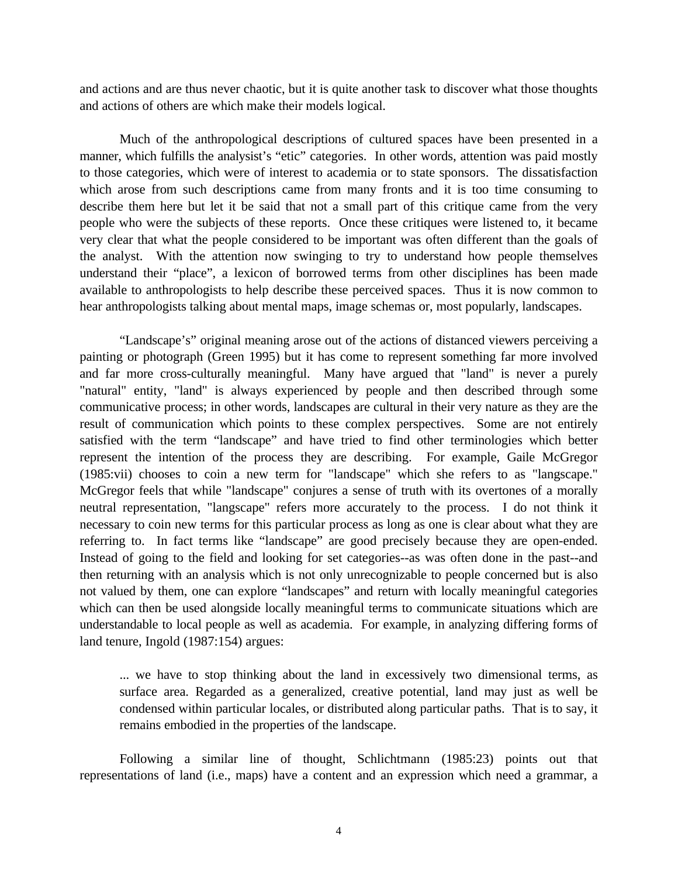and actions and are thus never chaotic, but it is quite another task to discover what those thoughts and actions of others are which make their models logical.

Much of the anthropological descriptions of cultured spaces have been presented in a manner, which fulfills the analysist's "etic" categories. In other words, attention was paid mostly to those categories, which were of interest to academia or to state sponsors. The dissatisfaction which arose from such descriptions came from many fronts and it is too time consuming to describe them here but let it be said that not a small part of this critique came from the very people who were the subjects of these reports. Once these critiques were listened to, it became very clear that what the people considered to be important was often different than the goals of the analyst. With the attention now swinging to try to understand how people themselves understand their "place", a lexicon of borrowed terms from other disciplines has been made available to anthropologists to help describe these perceived spaces. Thus it is now common to hear anthropologists talking about mental maps, image schemas or, most popularly, landscapes.

"Landscape's" original meaning arose out of the actions of distanced viewers perceiving a painting or photograph (Green 1995) but it has come to represent something far more involved and far more cross-culturally meaningful. Many have argued that "land" is never a purely "natural" entity, "land" is always experienced by people and then described through some communicative process; in other words, landscapes are cultural in their very nature as they are the result of communication which points to these complex perspectives. Some are not entirely satisfied with the term "landscape" and have tried to find other terminologies which better represent the intention of the process they are describing. For example, Gaile McGregor (1985:vii) chooses to coin a new term for "landscape" which she refers to as "langscape." McGregor feels that while "landscape" conjures a sense of truth with its overtones of a morally neutral representation, "langscape" refers more accurately to the process. I do not think it necessary to coin new terms for this particular process as long as one is clear about what they are referring to. In fact terms like "landscape" are good precisely because they are open-ended. Instead of going to the field and looking for set categories--as was often done in the past--and then returning with an analysis which is not only unrecognizable to people concerned but is also not valued by them, one can explore "landscapes" and return with locally meaningful categories which can then be used alongside locally meaningful terms to communicate situations which are understandable to local people as well as academia. For example, in analyzing differing forms of land tenure, Ingold (1987:154) argues:

> ... we have to stop thinking about the land in excessively two dimensional terms, as surface area. Regarded as a generalized, creative potential, land may just as well be condensed within particular locales, or distributed along particular paths. That is to say, it remains embodied in the properties of the landscape.

Following a similar line of thought, Schlichtmann (1985:23) points out that representations of land (i.e., maps) have a content and an expression which need a grammar, a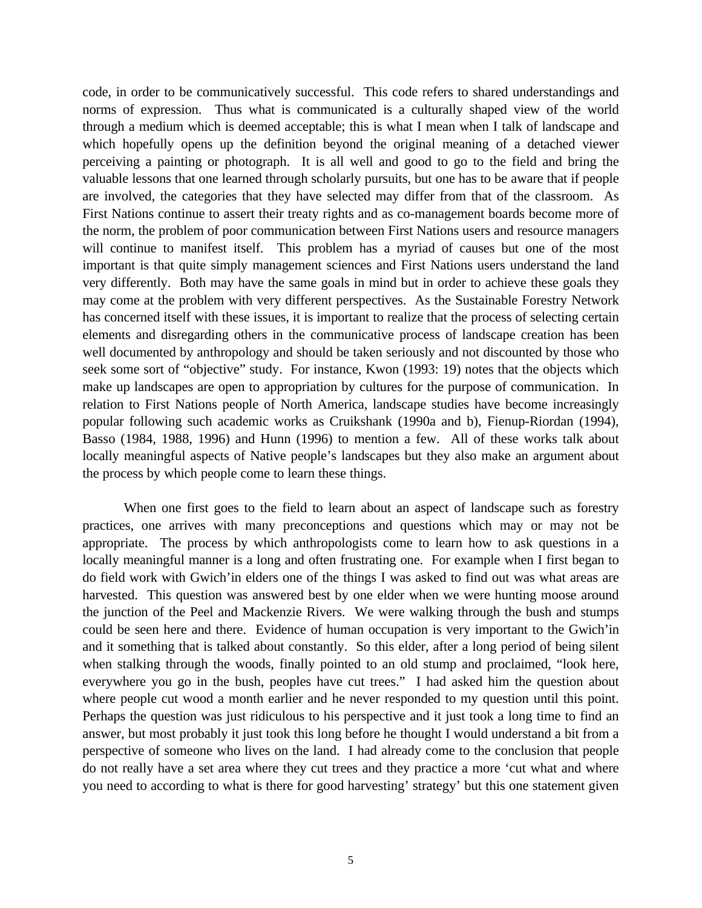code, in order to be communicatively successful. This code refers to shared understandings and norms of expression. Thus what is communicated is a culturally shaped view of the world through a medium which is deemed acceptable; this is what I mean when I talk of landscape and which hopefully opens up the definition beyond the original meaning of a detached viewer perceiving a painting or photograph. It is all well and good to go to the field and bring the valuable lessons that one learned through scholarly pursuits, but one has to be aware that if people are involved, the categories that they have selected may differ from that of the classroom. As First Nations continue to assert their treaty rights and as co-management boards become more of the norm, the problem of poor communication between First Nations users and resource managers will continue to manifest itself. This problem has a myriad of causes but one of the most important is that quite simply management sciences and First Nations users understand the land very differently. Both may have the same goals in mind but in order to achieve these goals they may come at the problem with very different perspectives. As the Sustainable Forestry Network has concerned itself with these issues, it is important to realize that the process of selecting certain elements and disregarding others in the communicative process of landscape creation has been well documented by anthropology and should be taken seriously and not discounted by those who seek some sort of "objective" study. For instance, Kwon (1993: 19) notes that the objects which make up landscapes are open to appropriation by cultures for the purpose of communication. In relation to First Nations people of North America, landscape studies have become increasingly popular following such academic works as Cruikshank (1990a and b), Fienup-Riordan (1994), Basso (1984, 1988, 1996) and Hunn (1996) to mention a few. All of these works talk about locally meaningful aspects of Native people's landscapes but they also make an argument about the process by which people come to learn these things.

When one first goes to the field to learn about an aspect of landscape such as forestry practices, one arrives with many preconceptions and questions which may or may not be appropriate. The process by which anthropologists come to learn how to ask questions in a locally meaningful manner is a long and often frustrating one. For example when I first began to do field work with Gwich'in elders one of the things I was asked to find out was what areas are harvested. This question was answered best by one elder when we were hunting moose around the junction of the Peel and Mackenzie Rivers. We were walking through the bush and stumps could be seen here and there. Evidence of human occupation is very important to the Gwich'in and it something that is talked about constantly. So this elder, after a long period of being silent when stalking through the woods, finally pointed to an old stump and proclaimed, "look here, everywhere you go in the bush, peoples have cut trees." I had asked him the question about where people cut wood a month earlier and he never responded to my question until this point. Perhaps the question was just ridiculous to his perspective and it just took a long time to find an answer, but most probably it just took this long before he thought I would understand a bit from a perspective of someone who lives on the land. I had already come to the conclusion that people do not really have a set area where they cut trees and they practice a more 'cut what and where you need to according to what is there for good harvesting' strategy' but this one statement given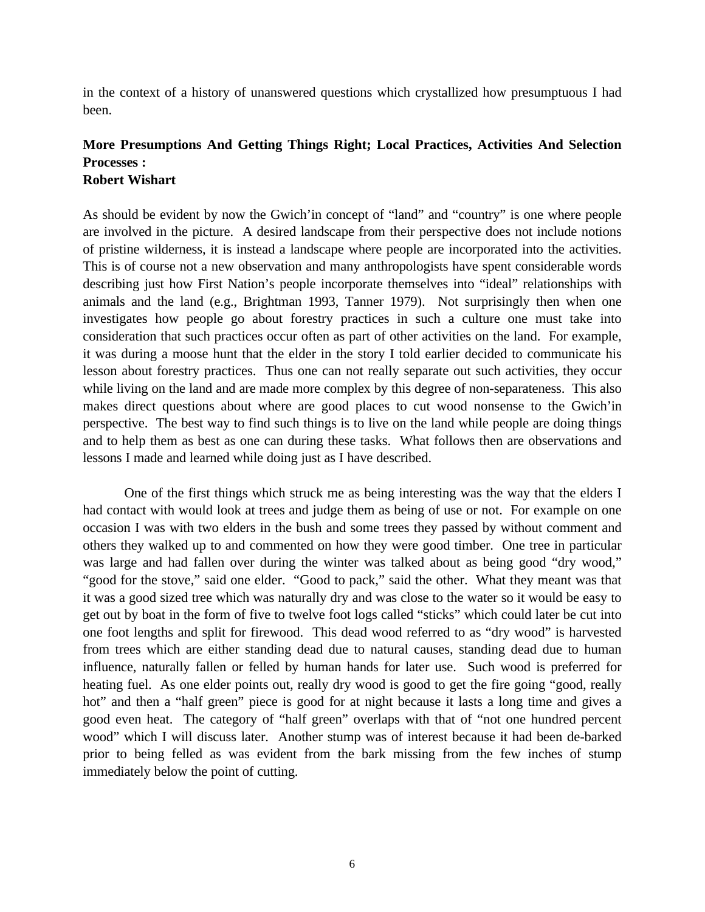in the context of a history of unanswered questions which crystallized how presumptuous I had been.

**More Presumptions And Getting Things Right; Local Practices, Activities And Selection Processes :**
**Robert Wishart**

As should be evident by now the Gwich'in concept of "land" and "country" is one where people are involved in the picture. A desired landscape from their perspective does not include notions of pristine wilderness, it is instead a landscape where people are incorporated into the activities. This is of course not a new observation and many anthropologists have spent considerable words describing just how First Nation's people incorporate themselves into "ideal" relationships with animals and the land (e.g., Brightman 1993, Tanner 1979). Not surprisingly then when one investigates how people go about forestry practices in such a culture one must take into consideration that such practices occur often as part of other activities on the land. For example, it was during a moose hunt that the elder in the story I told earlier decided to communicate his lesson about forestry practices. Thus one can not really separate out such activities, they occur while living on the land and are made more complex by this degree of non-separateness. This also makes direct questions about where are good places to cut wood nonsense to the Gwich'in perspective. The best way to find such things is to live on the land while people are doing things and to help them as best as one can during these tasks. What follows then are observations and lessons I made and learned while doing just as I have described.

One of the first things which struck me as being interesting was the way that the elders I had contact with would look at trees and judge them as being of use or not. For example on one occasion I was with two elders in the bush and some trees they passed by without comment and others they walked up to and commented on how they were good timber. One tree in particular was large and had fallen over during the winter was talked about as being good "dry wood," "good for the stove," said one elder. "Good to pack," said the other. What they meant was that it was a good sized tree which was naturally dry and was close to the water so it would be easy to get out by boat in the form of five to twelve foot logs called "sticks" which could later be cut into one foot lengths and split for firewood. This dead wood referred to as "dry wood" is harvested from trees which are either standing dead due to natural causes, standing dead due to human influence, naturally fallen or felled by human hands for later use. Such wood is preferred for heating fuel. As one elder points out, really dry wood is good to get the fire going "good, really hot" and then a "half green" piece is good for at night because it lasts a long time and gives a good even heat. The category of "half green" overlaps with that of "not one hundred percent wood" which I will discuss later. Another stump was of interest because it had been de-barked prior to being felled as was evident from the bark missing from the few inches of stump immediately below the point of cutting.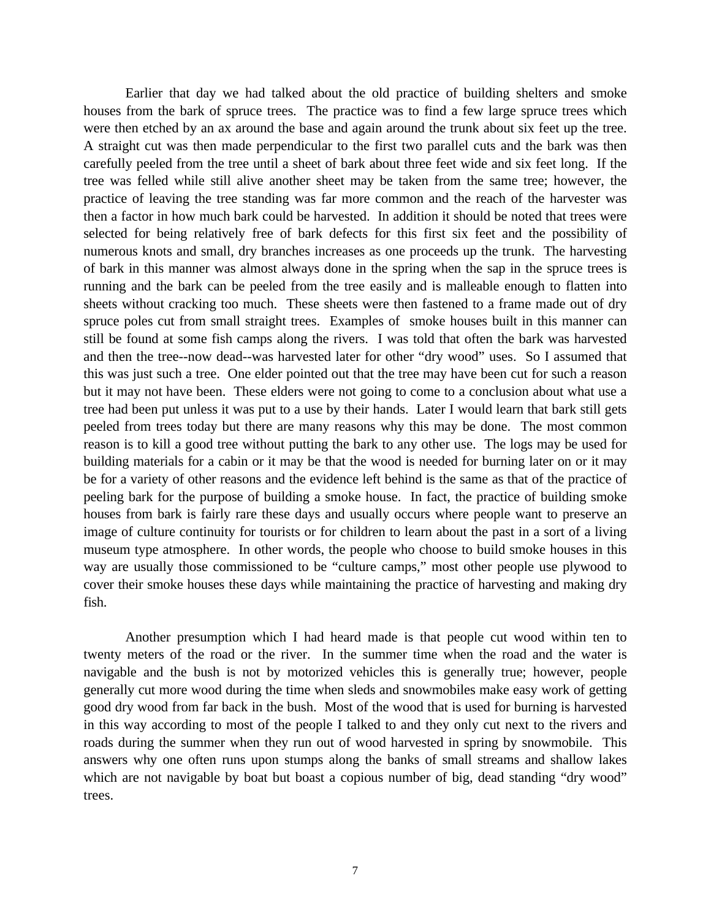Earlier that day we had talked about the old practice of building shelters and smoke houses from the bark of spruce trees. The practice was to find a few large spruce trees which were then etched by an ax around the base and again around the trunk about six feet up the tree. A straight cut was then made perpendicular to the first two parallel cuts and the bark was then carefully peeled from the tree until a sheet of bark about three feet wide and six feet long. If the tree was felled while still alive another sheet may be taken from the same tree; however, the practice of leaving the tree standing was far more common and the reach of the harvester was then a factor in how much bark could be harvested. In addition it should be noted that trees were selected for being relatively free of bark defects for this first six feet and the possibility of numerous knots and small, dry branches increases as one proceeds up the trunk. The harvesting of bark in this manner was almost always done in the spring when the sap in the spruce trees is running and the bark can be peeled from the tree easily and is malleable enough to flatten into sheets without cracking too much. These sheets were then fastened to a frame made out of dry spruce poles cut from small straight trees. Examples of smoke houses built in this manner can still be found at some fish camps along the rivers. I was told that often the bark was harvested and then the tree--now dead--was harvested later for other "dry wood" uses. So I assumed that this was just such a tree. One elder pointed out that the tree may have been cut for such a reason but it may not have been. These elders were not going to come to a conclusion about what use a tree had been put unless it was put to a use by their hands. Later I would learn that bark still gets peeled from trees today but there are many reasons why this may be done. The most common reason is to kill a good tree without putting the bark to any other use. The logs may be used for building materials for a cabin or it may be that the wood is needed for burning later on or it may be for a variety of other reasons and the evidence left behind is the same as that of the practice of peeling bark for the purpose of building a smoke house. In fact, the practice of building smoke houses from bark is fairly rare these days and usually occurs where people want to preserve an image of culture continuity for tourists or for children to learn about the past in a sort of a living museum type atmosphere. In other words, the people who choose to build smoke houses in this way are usually those commissioned to be "culture camps," most other people use plywood to cover their smoke houses these days while maintaining the practice of harvesting and making dry fish.

Another presumption which I had heard made is that people cut wood within ten to twenty meters of the road or the river. In the summer time when the road and the water is navigable and the bush is not by motorized vehicles this is generally true; however, people generally cut more wood during the time when sleds and snowmobiles make easy work of getting good dry wood from far back in the bush. Most of the wood that is used for burning is harvested in this way according to most of the people I talked to and they only cut next to the rivers and roads during the summer when they run out of wood harvested in spring by snowmobile. This answers why one often runs upon stumps along the banks of small streams and shallow lakes which are not navigable by boat but boast a copious number of big, dead standing "dry wood" trees.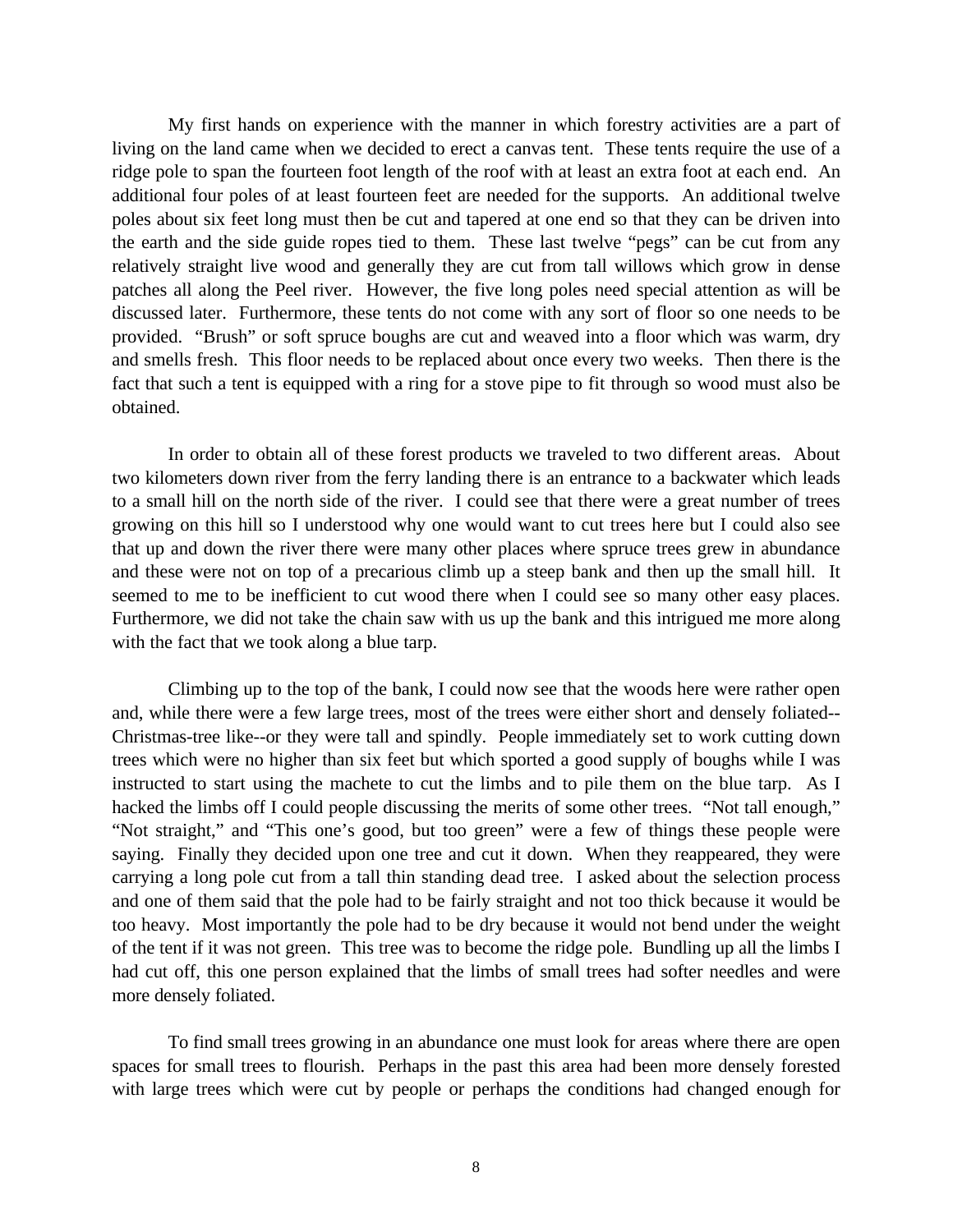My first hands on experience with the manner in which forestry activities are a part of living on the land came when we decided to erect a canvas tent. These tents require the use of a ridge pole to span the fourteen foot length of the roof with at least an extra foot at each end. An additional four poles of at least fourteen feet are needed for the supports. An additional twelve poles about six feet long must then be cut and tapered at one end so that they can be driven into the earth and the side guide ropes tied to them. These last twelve "pegs" can be cut from any relatively straight live wood and generally they are cut from tall willows which grow in dense patches all along the Peel river. However, the five long poles need special attention as will be discussed later. Furthermore, these tents do not come with any sort of floor so one needs to be provided. "Brush" or soft spruce boughs are cut and weaved into a floor which was warm, dry and smells fresh. This floor needs to be replaced about once every two weeks. Then there is the fact that such a tent is equipped with a ring for a stove pipe to fit through so wood must also be obtained.

In order to obtain all of these forest products we traveled to two different areas. About two kilometers down river from the ferry landing there is an entrance to a backwater which leads to a small hill on the north side of the river. I could see that there were a great number of trees growing on this hill so I understood why one would want to cut trees here but I could also see that up and down the river there were many other places where spruce trees grew in abundance and these were not on top of a precarious climb up a steep bank and then up the small hill. It seemed to me to be inefficient to cut wood there when I could see so many other easy places. Furthermore, we did not take the chain saw with us up the bank and this intrigued me more along with the fact that we took along a blue tarp.

Climbing up to the top of the bank, I could now see that the woods here were rather open and, while there were a few large trees, most of the trees were either short and densely foliated--Christmas-tree like--or they were tall and spindly. People immediately set to work cutting down trees which were no higher than six feet but which sported a good supply of boughs while I was instructed to start using the machete to cut the limbs and to pile them on the blue tarp. As I hacked the limbs off I could people discussing the merits of some other trees. "Not tall enough," "Not straight," and "This one's good, but too green" were a few of things these people were saying. Finally they decided upon one tree and cut it down. When they reappeared, they were carrying a long pole cut from a tall thin standing dead tree. I asked about the selection process and one of them said that the pole had to be fairly straight and not too thick because it would be too heavy. Most importantly the pole had to be dry because it would not bend under the weight of the tent if it was not green. This tree was to become the ridge pole. Bundling up all the limbs I had cut off, this one person explained that the limbs of small trees had softer needles and were more densely foliated.

To find small trees growing in an abundance one must look for areas where there are open spaces for small trees to flourish. Perhaps in the past this area had been more densely forested with large trees which were cut by people or perhaps the conditions had changed enough for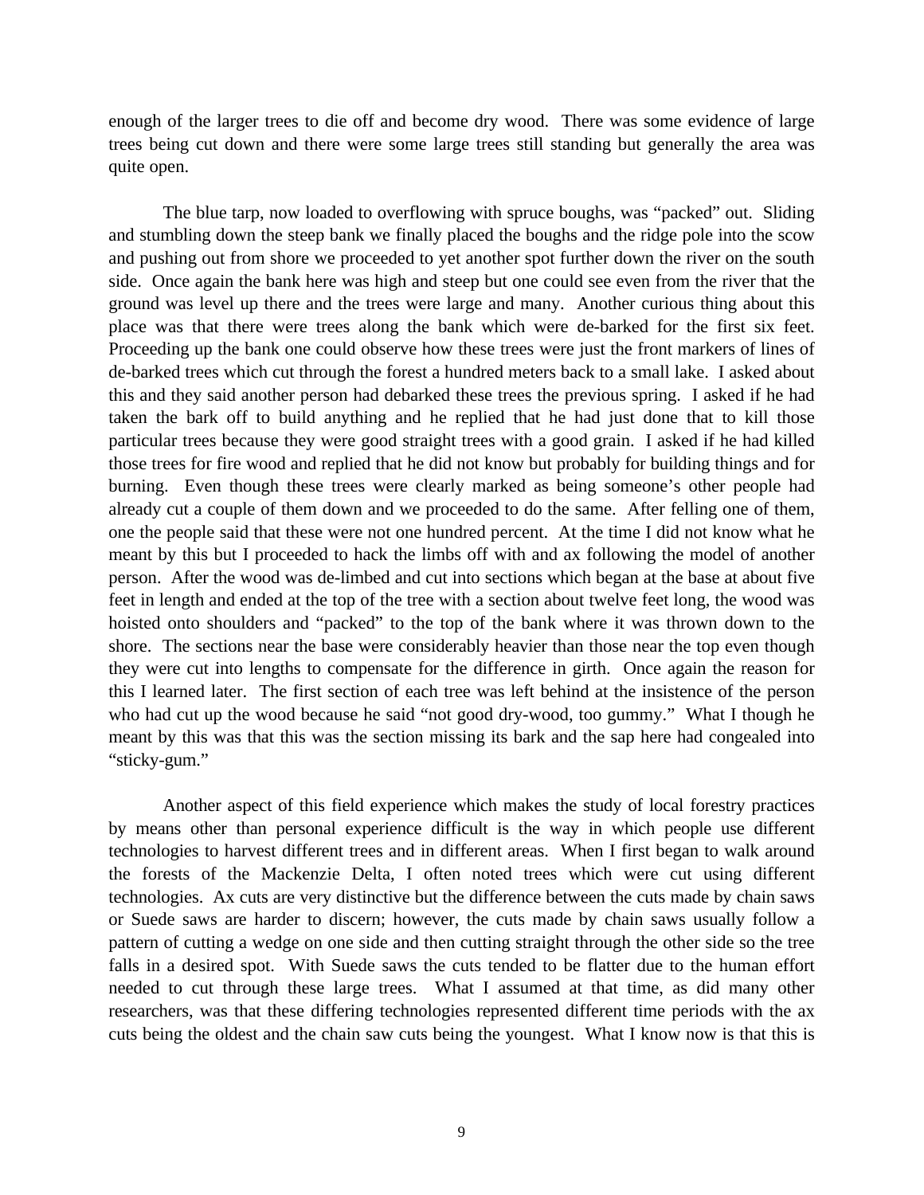enough of the larger trees to die off and become dry wood. There was some evidence of large trees being cut down and there were some large trees still standing but generally the area was quite open.

The blue tarp, now loaded to overflowing with spruce boughs, was "packed" out. Sliding and stumbling down the steep bank we finally placed the boughs and the ridge pole into the scow and pushing out from shore we proceeded to yet another spot further down the river on the south side. Once again the bank here was high and steep but one could see even from the river that the ground was level up there and the trees were large and many. Another curious thing about this place was that there were trees along the bank which were de-barked for the first six feet. Proceeding up the bank one could observe how these trees were just the front markers of lines of de-barked trees which cut through the forest a hundred meters back to a small lake. I asked about this and they said another person had debarked these trees the previous spring. I asked if he had taken the bark off to build anything and he replied that he had just done that to kill those particular trees because they were good straight trees with a good grain. I asked if he had killed those trees for fire wood and replied that he did not know but probably for building things and for burning. Even though these trees were clearly marked as being someone's other people had already cut a couple of them down and we proceeded to do the same. After felling one of them, one the people said that these were not one hundred percent. At the time I did not know what he meant by this but I proceeded to hack the limbs off with and ax following the model of another person. After the wood was de-limbed and cut into sections which began at the base at about five feet in length and ended at the top of the tree with a section about twelve feet long, the wood was hoisted onto shoulders and "packed" to the top of the bank where it was thrown down to the shore. The sections near the base were considerably heavier than those near the top even though they were cut into lengths to compensate for the difference in girth. Once again the reason for this I learned later. The first section of each tree was left behind at the insistence of the person who had cut up the wood because he said "not good dry-wood, too gummy." What I though he meant by this was that this was the section missing its bark and the sap here had congealed into "sticky-gum."

Another aspect of this field experience which makes the study of local forestry practices by means other than personal experience difficult is the way in which people use different technologies to harvest different trees and in different areas. When I first began to walk around the forests of the Mackenzie Delta, I often noted trees which were cut using different technologies. Ax cuts are very distinctive but the difference between the cuts made by chain saws or Suede saws are harder to discern; however, the cuts made by chain saws usually follow a pattern of cutting a wedge on one side and then cutting straight through the other side so the tree falls in a desired spot. With Suede saws the cuts tended to be flatter due to the human effort needed to cut through these large trees. What I assumed at that time, as did many other researchers, was that these differing technologies represented different time periods with the ax cuts being the oldest and the chain saw cuts being the youngest. What I know now is that this is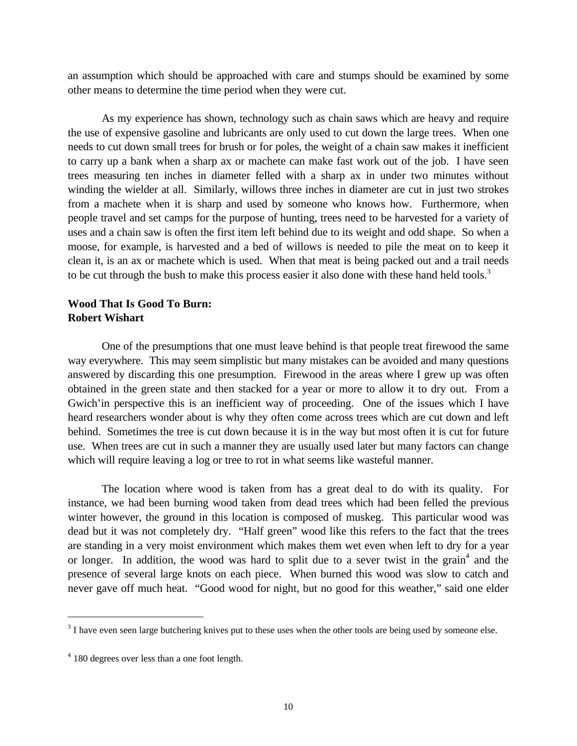an assumption which should be approached with care and stumps should be examined by some other means to determine the time period when they were cut.

As my experience has shown, technology such as chain saws which are heavy and require the use of expensive gasoline and lubricants are only used to cut down the large trees. When one needs to cut down small trees for brush or for poles, the weight of a chain saw makes it inefficient to carry up a bank when a sharp ax or machete can make fast work out of the job. I have seen trees measuring ten inches in diameter felled with a sharp ax in under two minutes without winding the wielder at all. Similarly, willows three inches in diameter are cut in just two strokes from a machete when it is sharp and used by someone who knows how. Furthermore, when people travel and set camps for the purpose of hunting, trees need to be harvested for a variety of uses and a chain saw is often the first item left behind due to its weight and odd shape. So when a moose, for example, is harvested and a bed of willows is needed to pile the meat on to keep it clean it, is an ax or machete which is used. When that meat is being packed out and a trail needs to be cut through the bush to make this process easier it also done with these hand held tools.[3]

**Wood That Is Good To Burn:**
**Robert Wishart**

One of the presumptions that one must leave behind is that people treat firewood the same way everywhere. This may seem simplistic but many mistakes can be avoided and many questions answered by discarding this one presumption. Firewood in the areas where I grew up was often obtained in the green state and then stacked for a year or more to allow it to dry out. From a Gwich'in perspective this is an inefficient way of proceeding. One of the issues which I have heard researchers wonder about is why they often come across trees which are cut down and left behind. Sometimes the tree is cut down because it is in the way but most often it is cut for future use. When trees are cut in such a manner they are usually used later but many factors can change which will require leaving a log or tree to rot in what seems like wasteful manner.

The location where wood is taken from has a great deal to do with its quality. For instance, we had been burning wood taken from dead trees which had been felled the previous winter however, the ground in this location is composed of muskeg. This particular wood was dead but it was not completely dry. "Half green" wood like this refers to the fact that the trees are standing in a very moist environment which makes them wet even when left to dry for a year or longer. In addition, the wood was hard to split due to a sever twist in the grain[4] and the presence of several large knots on each piece. When burned this wood was slow to catch and never gave off much heat. "Good wood for night, but no good for this weather," said one elder

[3] I have even seen large butchering knives put to these uses when the other tools are being used by someone else.

[4] 180 degrees over less than a one foot length.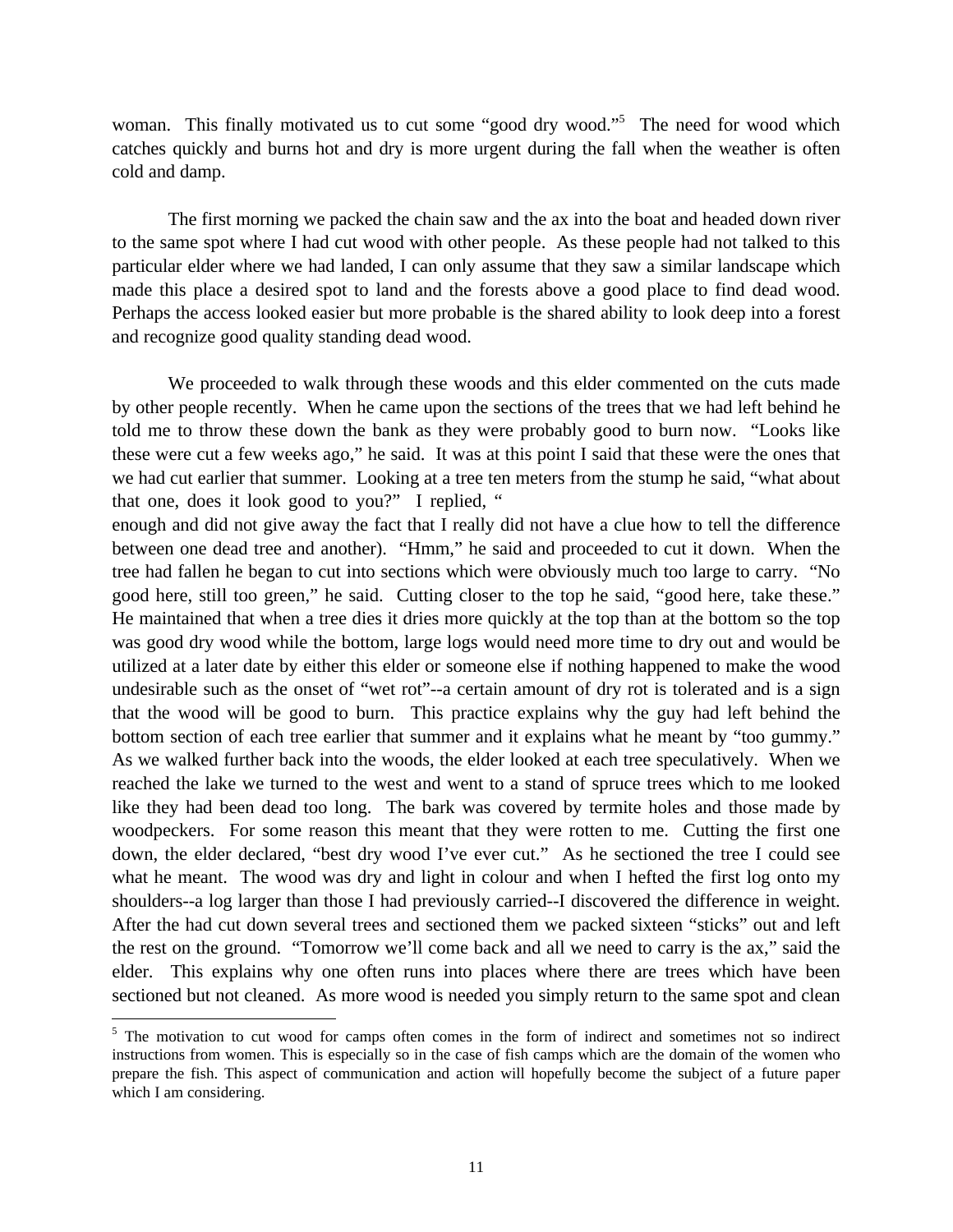woman. This finally motivated us to cut some "good dry wood."[5] The need for wood which catches quickly and burns hot and dry is more urgent during the fall when the weather is often cold and damp.

The first morning we packed the chain saw and the ax into the boat and headed down river to the same spot where I had cut wood with other people. As these people had not talked to this particular elder where we had landed, I can only assume that they saw a similar landscape which made this place a desired spot to land and the forests above a good place to find dead wood. Perhaps the access looked easier but more probable is the shared ability to look deep into a forest and recognize good quality standing dead wood.

We proceeded to walk through these woods and this elder commented on the cuts made by other people recently. When he came upon the sections of the trees that we had left behind he told me to throw these down the bank as they were probably good to burn now. "Looks like these were cut a few weeks ago," he said. It was at this point I said that these were the ones that we had cut earlier that summer. Looking at a tree ten meters from the stump he said, "what about that one, does it look good to you?" I replied, "
enough and did not give away the fact that I really did not have a clue how to tell the difference between one dead tree and another). "Hmm," he said and proceeded to cut it down. When the tree had fallen he began to cut into sections which were obviously much too large to carry. "No good here, still too green," he said. Cutting closer to the top he said, "good here, take these." He maintained that when a tree dies it dries more quickly at the top than at the bottom so the top was good dry wood while the bottom, large logs would need more time to dry out and would be utilized at a later date by either this elder or someone else if nothing happened to make the wood undesirable such as the onset of "wet rot"--a certain amount of dry rot is tolerated and is a sign that the wood will be good to burn. This practice explains why the guy had left behind the bottom section of each tree earlier that summer and it explains what he meant by "too gummy." As we walked further back into the woods, the elder looked at each tree speculatively. When we reached the lake we turned to the west and went to a stand of spruce trees which to me looked like they had been dead too long. The bark was covered by termite holes and those made by woodpeckers. For some reason this meant that they were rotten to me. Cutting the first one down, the elder declared, "best dry wood I've ever cut." As he sectioned the tree I could see what he meant. The wood was dry and light in colour and when I hefted the first log onto my shoulders--a log larger than those I had previously carried--I discovered the difference in weight. After the had cut down several trees and sectioned them we packed sixteen "sticks" out and left the rest on the ground. "Tomorrow we'll come back and all we need to carry is the ax," said the elder. This explains why one often runs into places where there are trees which have been sectioned but not cleaned. As more wood is needed you simply return to the same spot and clean

[5] The motivation to cut wood for camps often comes in the form of indirect and sometimes not so indirect instructions from women. This is especially so in the case of fish camps which are the domain of the women who prepare the fish. This aspect of communication and action will hopefully become the subject of a future paper which I am considering.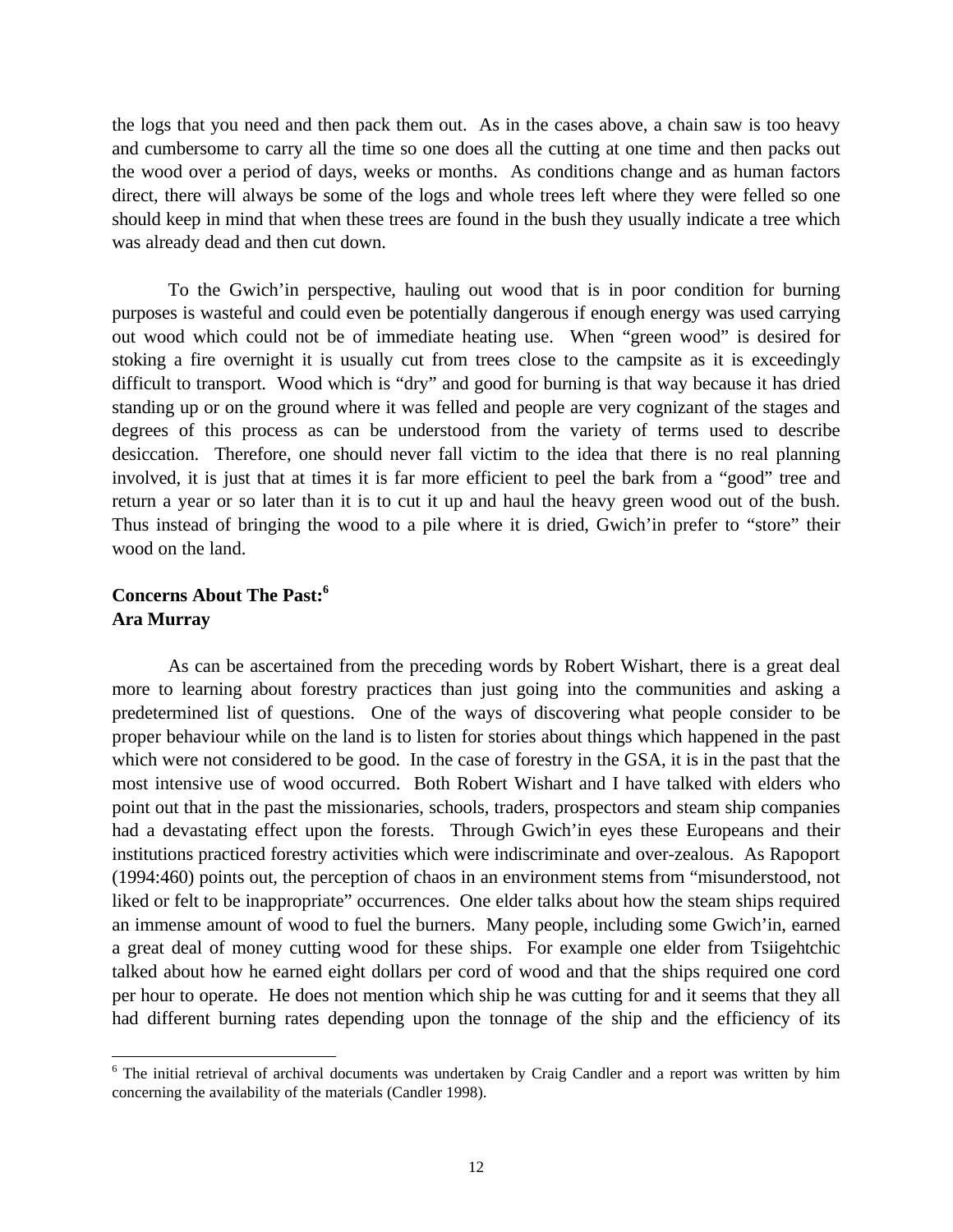the logs that you need and then pack them out. As in the cases above, a chain saw is too heavy and cumbersome to carry all the time so one does all the cutting at one time and then packs out the wood over a period of days, weeks or months. As conditions change and as human factors direct, there will always be some of the logs and whole trees left where they were felled so one should keep in mind that when these trees are found in the bush they usually indicate a tree which was already dead and then cut down.

To the Gwich'in perspective, hauling out wood that is in poor condition for burning purposes is wasteful and could even be potentially dangerous if enough energy was used carrying out wood which could not be of immediate heating use. When "green wood" is desired for stoking a fire overnight it is usually cut from trees close to the campsite as it is exceedingly difficult to transport. Wood which is "dry" and good for burning is that way because it has dried standing up or on the ground where it was felled and people are very cognizant of the stages and degrees of this process as can be understood from the variety of terms used to describe desiccation. Therefore, one should never fall victim to the idea that there is no real planning involved, it is just that at times it is far more efficient to peel the bark from a "good" tree and return a year or so later than it is to cut it up and haul the heavy green wood out of the bush. Thus instead of bringing the wood to a pile where it is dried, Gwich'in prefer to "store" their wood on the land.

**Concerns About The Past:[6]**
**Ara Murray**

As can be ascertained from the preceding words by Robert Wishart, there is a great deal more to learning about forestry practices than just going into the communities and asking a predetermined list of questions. One of the ways of discovering what people consider to be proper behaviour while on the land is to listen for stories about things which happened in the past which were not considered to be good. In the case of forestry in the GSA, it is in the past that the most intensive use of wood occurred. Both Robert Wishart and I have talked with elders who point out that in the past the missionaries, schools, traders, prospectors and steam ship companies had a devastating effect upon the forests. Through Gwich'in eyes these Europeans and their institutions practiced forestry activities which were indiscriminate and over-zealous. As Rapoport (1994:460) points out, the perception of chaos in an environment stems from "misunderstood, not liked or felt to be inappropriate" occurrences. One elder talks about how the steam ships required an immense amount of wood to fuel the burners. Many people, including some Gwich'in, earned a great deal of money cutting wood for these ships. For example one elder from Tsiigehtchic talked about how he earned eight dollars per cord of wood and that the ships required one cord per hour to operate. He does not mention which ship he was cutting for and it seems that they all had different burning rates depending upon the tonnage of the ship and the efficiency of its

[6] The initial retrieval of archival documents was undertaken by Craig Candler and a report was written by him concerning the availability of the materials (Candler 1998).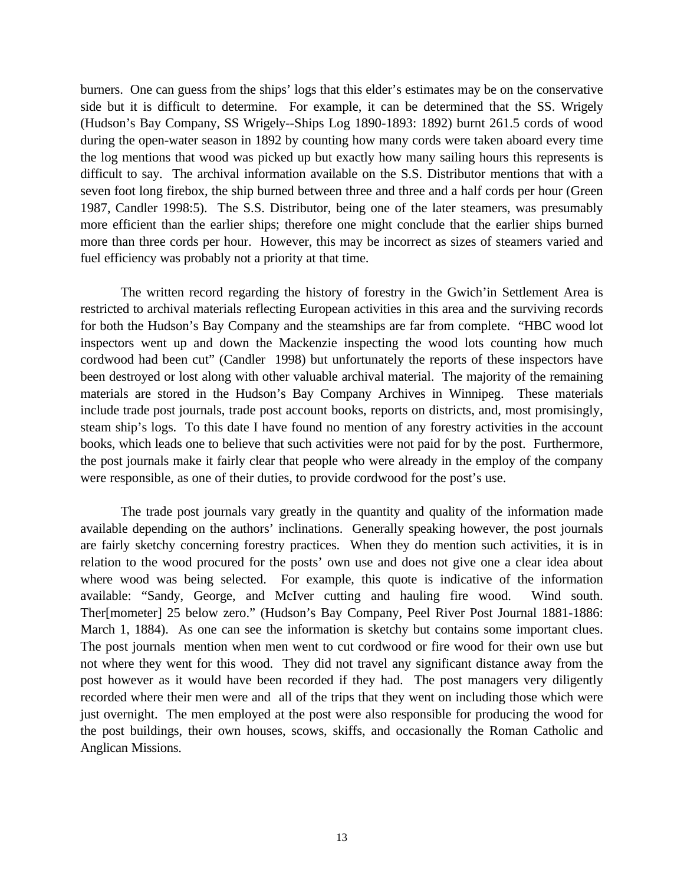burners. One can guess from the ships' logs that this elder's estimates may be on the conservative side but it is difficult to determine. For example, it can be determined that the SS. Wrigely (Hudson's Bay Company, SS Wrigely--Ships Log 1890-1893: 1892) burnt 261.5 cords of wood during the open-water season in 1892 by counting how many cords were taken aboard every time the log mentions that wood was picked up but exactly how many sailing hours this represents is difficult to say. The archival information available on the S.S. Distributor mentions that with a seven foot long firebox, the ship burned between three and three and a half cords per hour (Green 1987, Candler 1998:5). The S.S. Distributor, being one of the later steamers, was presumably more efficient than the earlier ships; therefore one might conclude that the earlier ships burned more than three cords per hour. However, this may be incorrect as sizes of steamers varied and fuel efficiency was probably not a priority at that time.

The written record regarding the history of forestry in the Gwich'in Settlement Area is restricted to archival materials reflecting European activities in this area and the surviving records for both the Hudson's Bay Company and the steamships are far from complete. "HBC wood lot inspectors went up and down the Mackenzie inspecting the wood lots counting how much cordwood had been cut" (Candler 1998) but unfortunately the reports of these inspectors have been destroyed or lost along with other valuable archival material. The majority of the remaining materials are stored in the Hudson's Bay Company Archives in Winnipeg. These materials include trade post journals, trade post account books, reports on districts, and, most promisingly, steam ship's logs. To this date I have found no mention of any forestry activities in the account books, which leads one to believe that such activities were not paid for by the post. Furthermore, the post journals make it fairly clear that people who were already in the employ of the company were responsible, as one of their duties, to provide cordwood for the post's use.

The trade post journals vary greatly in the quantity and quality of the information made available depending on the authors' inclinations. Generally speaking however, the post journals are fairly sketchy concerning forestry practices. When they do mention such activities, it is in relation to the wood procured for the posts' own use and does not give one a clear idea about where wood was being selected. For example, this quote is indicative of the information available: "Sandy, George, and McIver cutting and hauling fire wood. Wind south. Ther[mometer] 25 below zero." (Hudson's Bay Company, Peel River Post Journal 1881-1886: March 1, 1884). As one can see the information is sketchy but contains some important clues. The post journals mention when men went to cut cordwood or fire wood for their own use but not where they went for this wood. They did not travel any significant distance away from the post however as it would have been recorded if they had. The post managers very diligently recorded where their men were and all of the trips that they went on including those which were just overnight. The men employed at the post were also responsible for producing the wood for the post buildings, their own houses, scows, skiffs, and occasionally the Roman Catholic and Anglican Missions.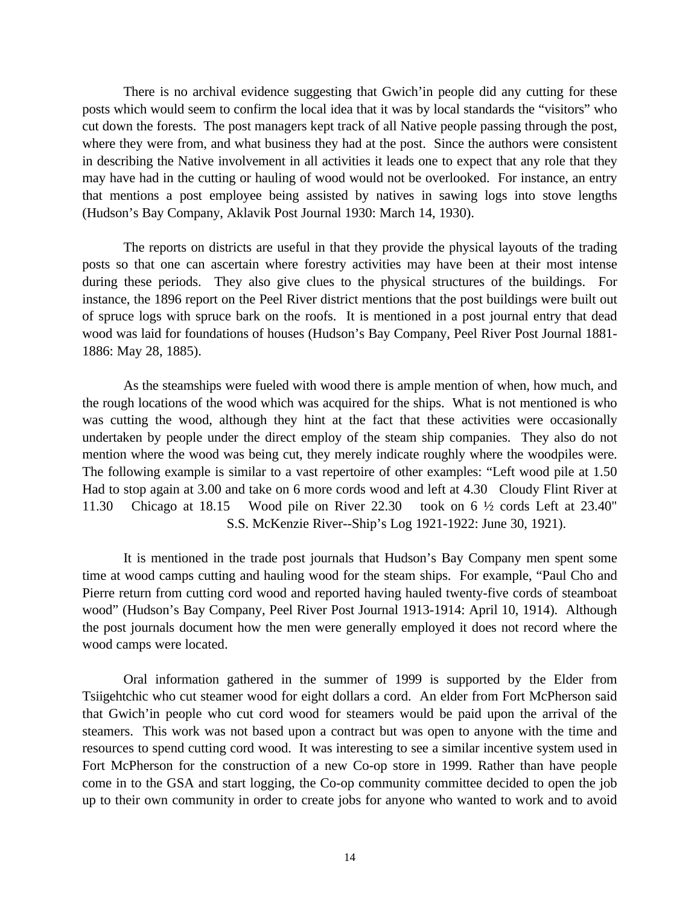There is no archival evidence suggesting that Gwich'in people did any cutting for these posts which would seem to confirm the local idea that it was by local standards the "visitors" who cut down the forests. The post managers kept track of all Native people passing through the post, where they were from, and what business they had at the post. Since the authors were consistent in describing the Native involvement in all activities it leads one to expect that any role that they may have had in the cutting or hauling of wood would not be overlooked. For instance, an entry that mentions a post employee being assisted by natives in sawing logs into stove lengths (Hudson's Bay Company, Aklavik Post Journal 1930: March 14, 1930).

The reports on districts are useful in that they provide the physical layouts of the trading posts so that one can ascertain where forestry activities may have been at their most intense during these periods. They also give clues to the physical structures of the buildings. For instance, the 1896 report on the Peel River district mentions that the post buildings were built out of spruce logs with spruce bark on the roofs. It is mentioned in a post journal entry that dead wood was laid for foundations of houses (Hudson's Bay Company, Peel River Post Journal 1881-1886: May 28, 1885).

As the steamships were fueled with wood there is ample mention of when, how much, and the rough locations of the wood which was acquired for the ships. What is not mentioned is who was cutting the wood, although they hint at the fact that these activities were occasionally undertaken by people under the direct employ of the steam ship companies. They also do not mention where the wood was being cut, they merely indicate roughly where the woodpiles were. The following example is similar to a vast repertoire of other examples: "Left wood pile at 1.50 Had to stop again at 3.00 and take on 6 more cords wood and left at 4.30 Cloudy Flint River at 11.30 Chicago at 18.15 Wood pile on River 22.30 took on 6 ½ cords Left at 23.40" S.S. McKenzie River--Ship's Log 1921-1922: June 30, 1921).

It is mentioned in the trade post journals that Hudson's Bay Company men spent some time at wood camps cutting and hauling wood for the steam ships. For example, "Paul Cho and Pierre return from cutting cord wood and reported having hauled twenty-five cords of steamboat wood" (Hudson's Bay Company, Peel River Post Journal 1913-1914: April 10, 1914). Although the post journals document how the men were generally employed it does not record where the wood camps were located.

Oral information gathered in the summer of 1999 is supported by the Elder from Tsiigehtchic who cut steamer wood for eight dollars a cord. An elder from Fort McPherson said that Gwich'in people who cut cord wood for steamers would be paid upon the arrival of the steamers. This work was not based upon a contract but was open to anyone with the time and resources to spend cutting cord wood. It was interesting to see a similar incentive system used in Fort McPherson for the construction of a new Co-op store in 1999. Rather than have people come in to the GSA and start logging, the Co-op community committee decided to open the job up to their own community in order to create jobs for anyone who wanted to work and to avoid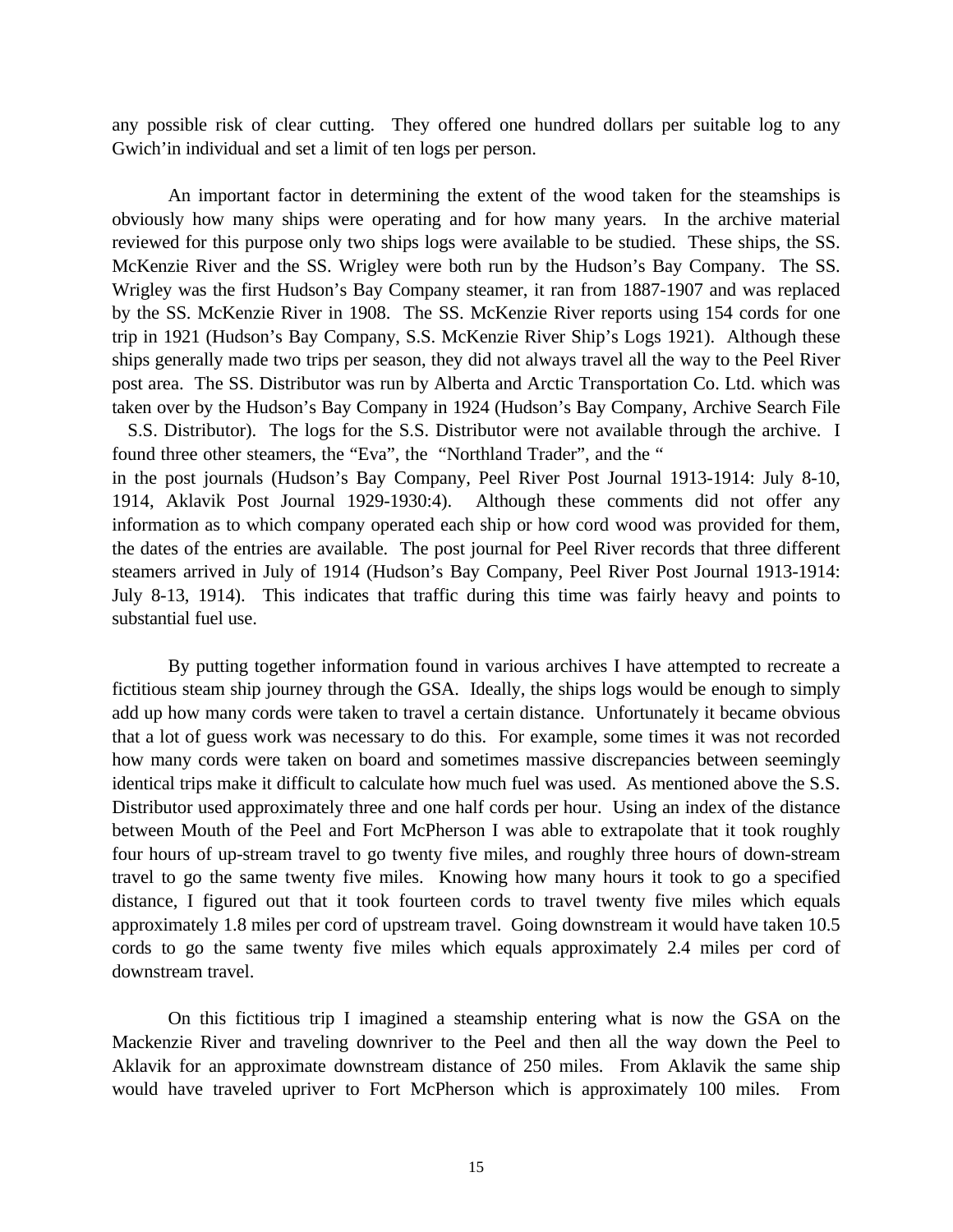any possible risk of clear cutting. They offered one hundred dollars per suitable log to any Gwich'in individual and set a limit of ten logs per person.

An important factor in determining the extent of the wood taken for the steamships is obviously how many ships were operating and for how many years. In the archive material reviewed for this purpose only two ships logs were available to be studied. These ships, the SS. McKenzie River and the SS. Wrigley were both run by the Hudson's Bay Company. The SS. Wrigley was the first Hudson's Bay Company steamer, it ran from 1887-1907 and was replaced by the SS. McKenzie River in 1908. The SS. McKenzie River reports using 154 cords for one trip in 1921 (Hudson's Bay Company, S.S. McKenzie River Ship's Logs 1921). Although these ships generally made two trips per season, they did not always travel all the way to the Peel River post area. The SS. Distributor was run by Alberta and Arctic Transportation Co. Ltd. which was taken over by the Hudson's Bay Company in 1924 (Hudson's Bay Company, Archive Search File S.S. Distributor). The logs for the S.S. Distributor were not available through the archive. I found three other steamers, the "Eva", the "Northland Trader", and the "
in the post journals (Hudson's Bay Company, Peel River Post Journal 1913-1914: July 8-10, 1914, Aklavik Post Journal 1929-1930:4). Although these comments did not offer any information as to which company operated each ship or how cord wood was provided for them, the dates of the entries are available. The post journal for Peel River records that three different steamers arrived in July of 1914 (Hudson's Bay Company, Peel River Post Journal 1913-1914: July 8-13, 1914). This indicates that traffic during this time was fairly heavy and points to substantial fuel use.

By putting together information found in various archives I have attempted to recreate a fictitious steam ship journey through the GSA. Ideally, the ships logs would be enough to simply add up how many cords were taken to travel a certain distance. Unfortunately it became obvious that a lot of guess work was necessary to do this. For example, some times it was not recorded how many cords were taken on board and sometimes massive discrepancies between seemingly identical trips make it difficult to calculate how much fuel was used. As mentioned above the S.S. Distributor used approximately three and one half cords per hour. Using an index of the distance between Mouth of the Peel and Fort McPherson I was able to extrapolate that it took roughly four hours of up-stream travel to go twenty five miles, and roughly three hours of down-stream travel to go the same twenty five miles. Knowing how many hours it took to go a specified distance, I figured out that it took fourteen cords to travel twenty five miles which equals approximately 1.8 miles per cord of upstream travel. Going downstream it would have taken 10.5 cords to go the same twenty five miles which equals approximately 2.4 miles per cord of downstream travel.

On this fictitious trip I imagined a steamship entering what is now the GSA on the Mackenzie River and traveling downriver to the Peel and then all the way down the Peel to Aklavik for an approximate downstream distance of 250 miles. From Aklavik the same ship would have traveled upriver to Fort McPherson which is approximately 100 miles. From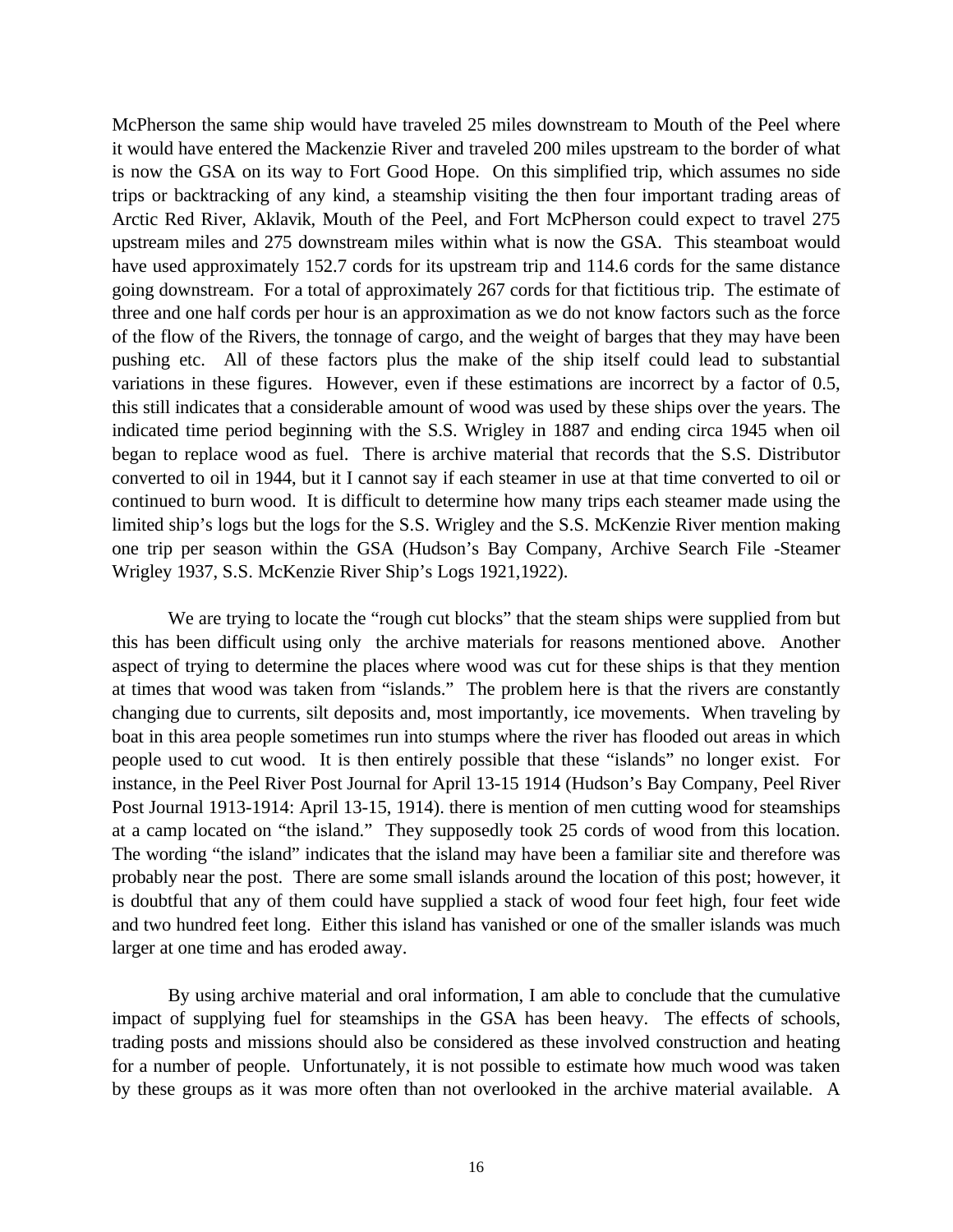McPherson the same ship would have traveled 25 miles downstream to Mouth of the Peel where it would have entered the Mackenzie River and traveled 200 miles upstream to the border of what is now the GSA on its way to Fort Good Hope. On this simplified trip, which assumes no side trips or backtracking of any kind, a steamship visiting the then four important trading areas of Arctic Red River, Aklavik, Mouth of the Peel, and Fort McPherson could expect to travel 275 upstream miles and 275 downstream miles within what is now the GSA. This steamboat would have used approximately 152.7 cords for its upstream trip and 114.6 cords for the same distance going downstream. For a total of approximately 267 cords for that fictitious trip. The estimate of three and one half cords per hour is an approximation as we do not know factors such as the force of the flow of the Rivers, the tonnage of cargo, and the weight of barges that they may have been pushing etc. All of these factors plus the make of the ship itself could lead to substantial variations in these figures. However, even if these estimations are incorrect by a factor of 0.5, this still indicates that a considerable amount of wood was used by these ships over the years. The indicated time period beginning with the S.S. Wrigley in 1887 and ending circa 1945 when oil began to replace wood as fuel. There is archive material that records that the S.S. Distributor converted to oil in 1944, but it I cannot say if each steamer in use at that time converted to oil or continued to burn wood. It is difficult to determine how many trips each steamer made using the limited ship's logs but the logs for the S.S. Wrigley and the S.S. McKenzie River mention making one trip per season within the GSA (Hudson's Bay Company, Archive Search File -Steamer Wrigley 1937, S.S. McKenzie River Ship's Logs 1921,1922).

We are trying to locate the "rough cut blocks" that the steam ships were supplied from but this has been difficult using only the archive materials for reasons mentioned above. Another aspect of trying to determine the places where wood was cut for these ships is that they mention at times that wood was taken from "islands." The problem here is that the rivers are constantly changing due to currents, silt deposits and, most importantly, ice movements. When traveling by boat in this area people sometimes run into stumps where the river has flooded out areas in which people used to cut wood. It is then entirely possible that these "islands" no longer exist. For instance, in the Peel River Post Journal for April 13-15 1914 (Hudson's Bay Company, Peel River Post Journal 1913-1914: April 13-15, 1914). there is mention of men cutting wood for steamships at a camp located on "the island." They supposedly took 25 cords of wood from this location. The wording "the island" indicates that the island may have been a familiar site and therefore was probably near the post. There are some small islands around the location of this post; however, it is doubtful that any of them could have supplied a stack of wood four feet high, four feet wide and two hundred feet long. Either this island has vanished or one of the smaller islands was much larger at one time and has eroded away.

By using archive material and oral information, I am able to conclude that the cumulative impact of supplying fuel for steamships in the GSA has been heavy. The effects of schools, trading posts and missions should also be considered as these involved construction and heating for a number of people. Unfortunately, it is not possible to estimate how much wood was taken by these groups as it was more often than not overlooked in the archive material available. A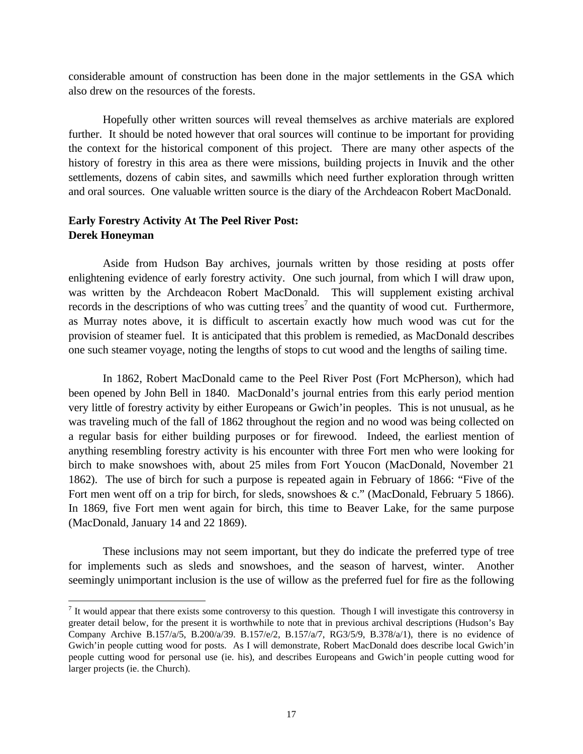considerable amount of construction has been done in the major settlements in the GSA which also drew on the resources of the forests.

Hopefully other written sources will reveal themselves as archive materials are explored further. It should be noted however that oral sources will continue to be important for providing the context for the historical component of this project. There are many other aspects of the history of forestry in this area as there were missions, building projects in Inuvik and the other settlements, dozens of cabin sites, and sawmills which need further exploration through written and oral sources. One valuable written source is the diary of the Archdeacon Robert MacDonald.

**Early Forestry Activity At The Peel River Post:**
**Derek Honeyman**

Aside from Hudson Bay archives, journals written by those residing at posts offer enlightening evidence of early forestry activity. One such journal, from which I will draw upon, was written by the Archdeacon Robert MacDonald. This will supplement existing archival records in the descriptions of who was cutting trees[7] and the quantity of wood cut. Furthermore, as Murray notes above, it is difficult to ascertain exactly how much wood was cut for the provision of steamer fuel. It is anticipated that this problem is remedied, as MacDonald describes one such steamer voyage, noting the lengths of stops to cut wood and the lengths of sailing time.

In 1862, Robert MacDonald came to the Peel River Post (Fort McPherson), which had been opened by John Bell in 1840. MacDonald's journal entries from this early period mention very little of forestry activity by either Europeans or Gwich'in peoples. This is not unusual, as he was traveling much of the fall of 1862 throughout the region and no wood was being collected on a regular basis for either building purposes or for firewood. Indeed, the earliest mention of anything resembling forestry activity is his encounter with three Fort men who were looking for birch to make snowshoes with, about 25 miles from Fort Youcon (MacDonald, November 21 1862). The use of birch for such a purpose is repeated again in February of 1866: "Five of the Fort men went off on a trip for birch, for sleds, snowshoes & c." (MacDonald, February 5 1866). In 1869, five Fort men went again for birch, this time to Beaver Lake, for the same purpose (MacDonald, January 14 and 22 1869).

These inclusions may not seem important, but they do indicate the preferred type of tree for implements such as sleds and snowshoes, and the season of harvest, winter. Another seemingly unimportant inclusion is the use of willow as the preferred fuel for fire as the following

---

[7] It would appear that there exists some controversy to this question. Though I will investigate this controversy in greater detail below, for the present it is worthwhile to note that in previous archival descriptions (Hudson's Bay Company Archive B.157/a/5, B.200/a/39. B.157/e/2, B.157/a/7, RG3/5/9, B.378/a/1), there is no evidence of Gwich'in people cutting wood for posts. As I will demonstrate, Robert MacDonald does describe local Gwich'in people cutting wood for personal use (ie. his), and describes Europeans and Gwich'in people cutting wood for larger projects (ie. the Church).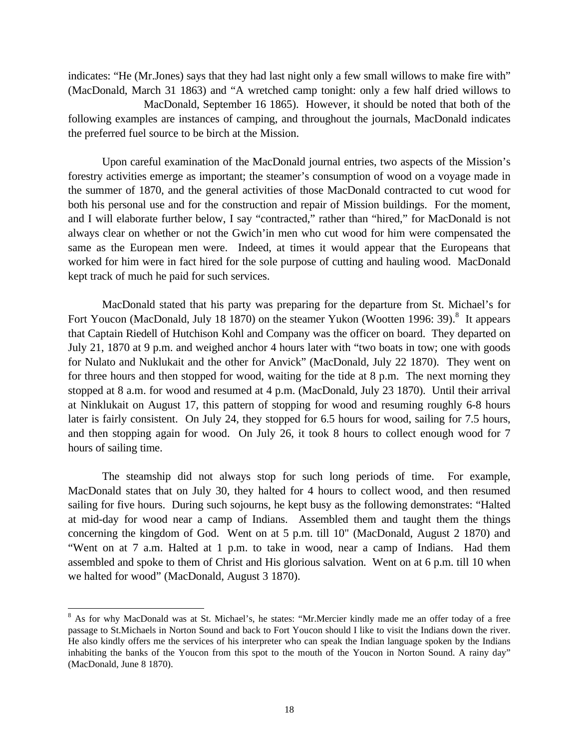indicates: “He (Mr.Jones) says that they had last night only a few small willows to make fire with” (MacDonald, March 31 1863) and “A wretched camp tonight: only a few half dried willows to MacDonald, September 16 1865). However, it should be noted that both of the following examples are instances of camping, and throughout the journals, MacDonald indicates the preferred fuel source to be birch at the Mission.

Upon careful examination of the MacDonald journal entries, two aspects of the Mission’s forestry activities emerge as important; the steamer’s consumption of wood on a voyage made in the summer of 1870, and the general activities of those MacDonald contracted to cut wood for both his personal use and for the construction and repair of Mission buildings. For the moment, and I will elaborate further below, I say “contracted,” rather than “hired,” for MacDonald is not always clear on whether or not the Gwich’in men who cut wood for him were compensated the same as the European men were. Indeed, at times it would appear that the Europeans that worked for him were in fact hired for the sole purpose of cutting and hauling wood. MacDonald kept track of much he paid for such services.

MacDonald stated that his party was preparing for the departure from St. Michael’s for Fort Youcon (MacDonald, July 18 1870) on the steamer Yukon (Wootten 1996: 39).[8] It appears that Captain Riedell of Hutchison Kohl and Company was the officer on board. They departed on July 21, 1870 at 9 p.m. and weighed anchor 4 hours later with “two boats in tow; one with goods for Nulato and Nuklukait and the other for Anvick” (MacDonald, July 22 1870). They went on for three hours and then stopped for wood, waiting for the tide at 8 p.m. The next morning they stopped at 8 a.m. for wood and resumed at 4 p.m. (MacDonald, July 23 1870). Until their arrival at Ninklukait on August 17, this pattern of stopping for wood and resuming roughly 6-8 hours later is fairly consistent. On July 24, they stopped for 6.5 hours for wood, sailing for 7.5 hours, and then stopping again for wood. On July 26, it took 8 hours to collect enough wood for 7 hours of sailing time.

The steamship did not always stop for such long periods of time. For example, MacDonald states that on July 30, they halted for 4 hours to collect wood, and then resumed sailing for five hours. During such sojourns, he kept busy as the following demonstrates: “Halted at mid-day for wood near a camp of Indians. Assembled them and taught them the things concerning the kingdom of God. Went on at 5 p.m. till 10" (MacDonald, August 2 1870) and “Went on at 7 a.m. Halted at 1 p.m. to take in wood, near a camp of Indians. Had them assembled and spoke to them of Christ and His glorious salvation. Went on at 6 p.m. till 10 when we halted for wood” (MacDonald, August 3 1870).

[8] As for why MacDonald was at St. Michael’s, he states: “Mr.Mercier kindly made me an offer today of a free passage to St.Michaels in Norton Sound and back to Fort Youcon should I like to visit the Indians down the river. He also kindly offers me the services of his interpreter who can speak the Indian language spoken by the Indians inhabiting the banks of the Youcon from this spot to the mouth of the Youcon in Norton Sound. A rainy day” (MacDonald, June 8 1870).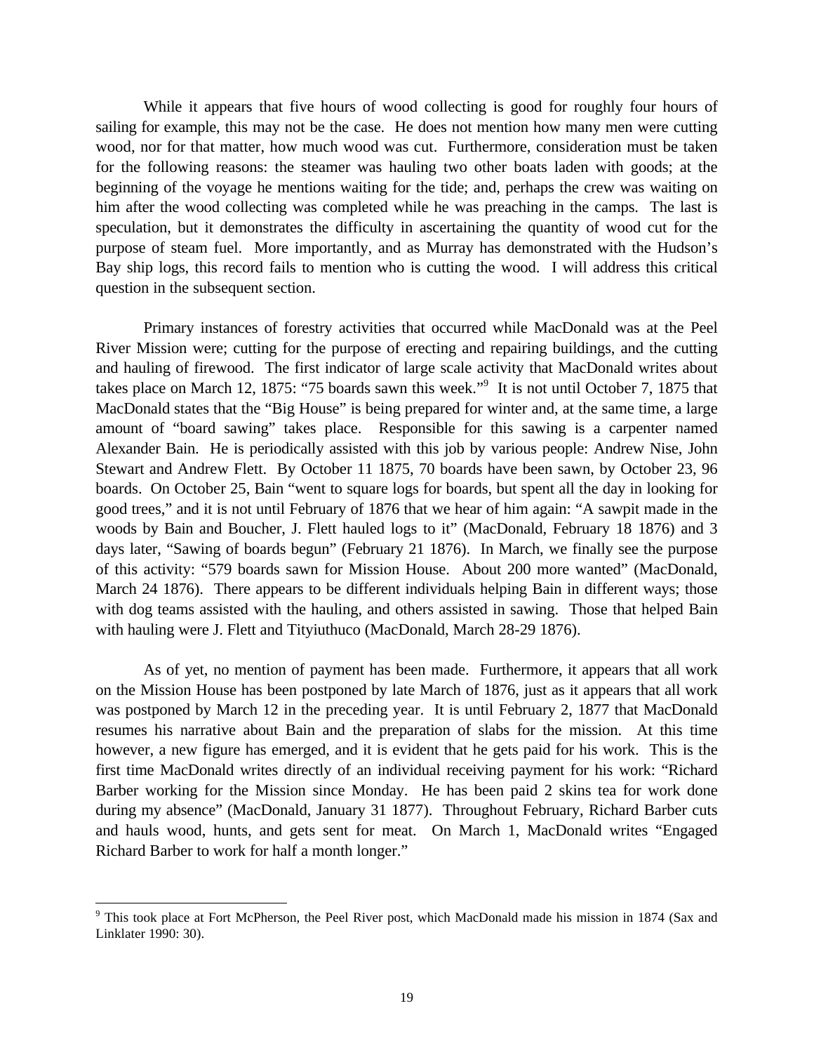While it appears that five hours of wood collecting is good for roughly four hours of sailing for example, this may not be the case. He does not mention how many men were cutting wood, nor for that matter, how much wood was cut. Furthermore, consideration must be taken for the following reasons: the steamer was hauling two other boats laden with goods; at the beginning of the voyage he mentions waiting for the tide; and, perhaps the crew was waiting on him after the wood collecting was completed while he was preaching in the camps. The last is speculation, but it demonstrates the difficulty in ascertaining the quantity of wood cut for the purpose of steam fuel. More importantly, and as Murray has demonstrated with the Hudson's Bay ship logs, this record fails to mention who is cutting the wood. I will address this critical question in the subsequent section.

Primary instances of forestry activities that occurred while MacDonald was at the Peel River Mission were; cutting for the purpose of erecting and repairing buildings, and the cutting and hauling of firewood. The first indicator of large scale activity that MacDonald writes about takes place on March 12, 1875: "75 boards sawn this week."[9] It is not until October 7, 1875 that MacDonald states that the "Big House" is being prepared for winter and, at the same time, a large amount of "board sawing" takes place. Responsible for this sawing is a carpenter named Alexander Bain. He is periodically assisted with this job by various people: Andrew Nise, John Stewart and Andrew Flett. By October 11 1875, 70 boards have been sawn, by October 23, 96 boards. On October 25, Bain "went to square logs for boards, but spent all the day in looking for good trees," and it is not until February of 1876 that we hear of him again: "A sawpit made in the woods by Bain and Boucher, J. Flett hauled logs to it" (MacDonald, February 18 1876) and 3 days later, "Sawing of boards begun" (February 21 1876). In March, we finally see the purpose of this activity: "579 boards sawn for Mission House. About 200 more wanted" (MacDonald, March 24 1876). There appears to be different individuals helping Bain in different ways; those with dog teams assisted with the hauling, and others assisted in sawing. Those that helped Bain with hauling were J. Flett and Tityiuthuco (MacDonald, March 28-29 1876).

As of yet, no mention of payment has been made. Furthermore, it appears that all work on the Mission House has been postponed by late March of 1876, just as it appears that all work was postponed by March 12 in the preceding year. It is until February 2, 1877 that MacDonald resumes his narrative about Bain and the preparation of slabs for the mission. At this time however, a new figure has emerged, and it is evident that he gets paid for his work. This is the first time MacDonald writes directly of an individual receiving payment for his work: "Richard Barber working for the Mission since Monday. He has been paid 2 skins tea for work done during my absence" (MacDonald, January 31 1877). Throughout February, Richard Barber cuts and hauls wood, hunts, and gets sent for meat. On March 1, MacDonald writes "Engaged Richard Barber to work for half a month longer."

---

[9] This took place at Fort McPherson, the Peel River post, which MacDonald made his mission in 1874 (Sax and Linklater 1990: 30).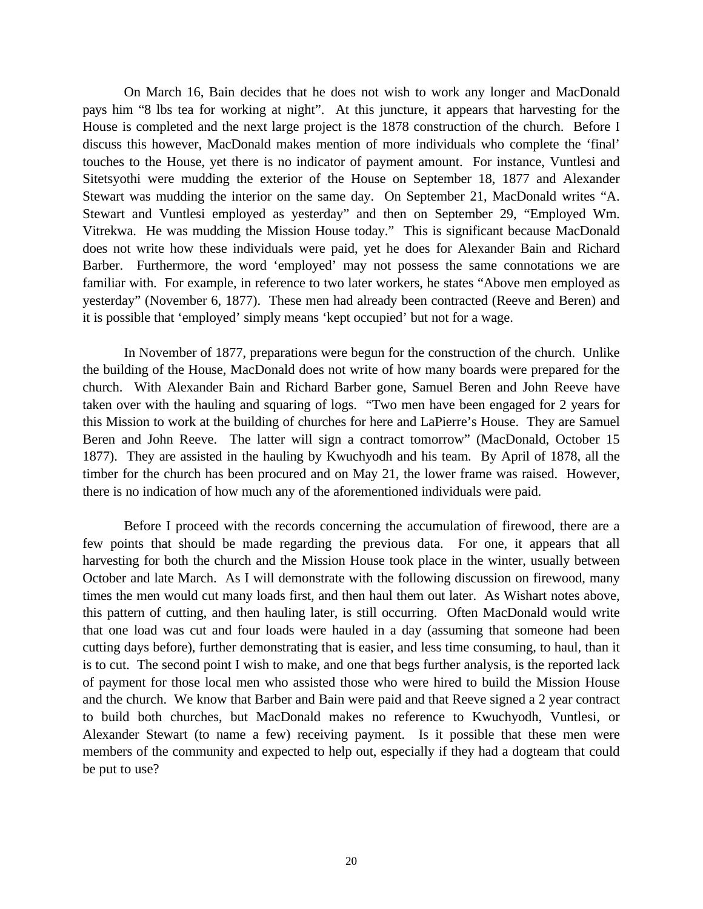On March 16, Bain decides that he does not wish to work any longer and MacDonald pays him "8 lbs tea for working at night". At this juncture, it appears that harvesting for the House is completed and the next large project is the 1878 construction of the church. Before I discuss this however, MacDonald makes mention of more individuals who complete the 'final' touches to the House, yet there is no indicator of payment amount. For instance, Vuntlesi and Sitetsyothi were mudding the exterior of the House on September 18, 1877 and Alexander Stewart was mudding the interior on the same day. On September 21, MacDonald writes "A. Stewart and Vuntlesi employed as yesterday" and then on September 29, "Employed Wm. Vitrekwa. He was mudding the Mission House today." This is significant because MacDonald does not write how these individuals were paid, yet he does for Alexander Bain and Richard Barber. Furthermore, the word 'employed' may not possess the same connotations we are familiar with. For example, in reference to two later workers, he states "Above men employed as yesterday" (November 6, 1877). These men had already been contracted (Reeve and Beren) and it is possible that 'employed' simply means 'kept occupied' but not for a wage.

In November of 1877, preparations were begun for the construction of the church. Unlike the building of the House, MacDonald does not write of how many boards were prepared for the church. With Alexander Bain and Richard Barber gone, Samuel Beren and John Reeve have taken over with the hauling and squaring of logs. "Two men have been engaged for 2 years for this Mission to work at the building of churches for here and LaPierre's House. They are Samuel Beren and John Reeve. The latter will sign a contract tomorrow" (MacDonald, October 15 1877). They are assisted in the hauling by Kwuchyodh and his team. By April of 1878, all the timber for the church has been procured and on May 21, the lower frame was raised. However, there is no indication of how much any of the aforementioned individuals were paid.

Before I proceed with the records concerning the accumulation of firewood, there are a few points that should be made regarding the previous data. For one, it appears that all harvesting for both the church and the Mission House took place in the winter, usually between October and late March. As I will demonstrate with the following discussion on firewood, many times the men would cut many loads first, and then haul them out later. As Wishart notes above, this pattern of cutting, and then hauling later, is still occurring. Often MacDonald would write that one load was cut and four loads were hauled in a day (assuming that someone had been cutting days before), further demonstrating that is easier, and less time consuming, to haul, than it is to cut. The second point I wish to make, and one that begs further analysis, is the reported lack of payment for those local men who assisted those who were hired to build the Mission House and the church. We know that Barber and Bain were paid and that Reeve signed a 2 year contract to build both churches, but MacDonald makes no reference to Kwuchyodh, Vuntlesi, or Alexander Stewart (to name a few) receiving payment. Is it possible that these men were members of the community and expected to help out, especially if they had a dogteam that could be put to use?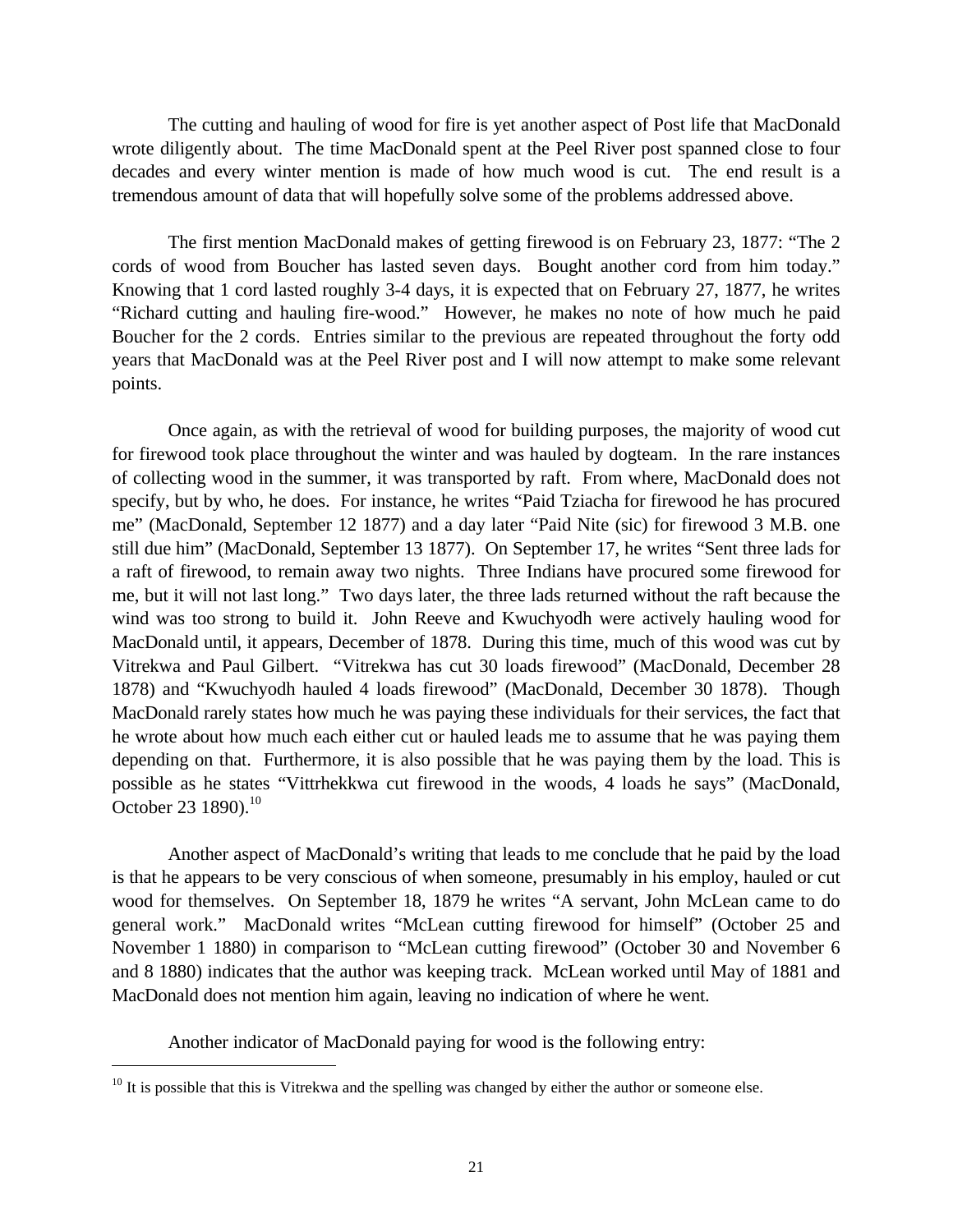The cutting and hauling of wood for fire is yet another aspect of Post life that MacDonald wrote diligently about. The time MacDonald spent at the Peel River post spanned close to four decades and every winter mention is made of how much wood is cut. The end result is a tremendous amount of data that will hopefully solve some of the problems addressed above.

The first mention MacDonald makes of getting firewood is on February 23, 1877: "The 2 cords of wood from Boucher has lasted seven days. Bought another cord from him today." Knowing that 1 cord lasted roughly 3-4 days, it is expected that on February 27, 1877, he writes "Richard cutting and hauling fire-wood." However, he makes no note of how much he paid Boucher for the 2 cords. Entries similar to the previous are repeated throughout the forty odd years that MacDonald was at the Peel River post and I will now attempt to make some relevant points.

Once again, as with the retrieval of wood for building purposes, the majority of wood cut for firewood took place throughout the winter and was hauled by dogteam. In the rare instances of collecting wood in the summer, it was transported by raft. From where, MacDonald does not specify, but by who, he does. For instance, he writes "Paid Tziacha for firewood he has procured me" (MacDonald, September 12 1877) and a day later "Paid Nite (sic) for firewood 3 M.B. one still due him" (MacDonald, September 13 1877). On September 17, he writes "Sent three lads for a raft of firewood, to remain away two nights. Three Indians have procured some firewood for me, but it will not last long." Two days later, the three lads returned without the raft because the wind was too strong to build it. John Reeve and Kwuchyodh were actively hauling wood for MacDonald until, it appears, December of 1878. During this time, much of this wood was cut by Vitrekwa and Paul Gilbert. "Vitrekwa has cut 30 loads firewood" (MacDonald, December 28 1878) and "Kwuchyodh hauled 4 loads firewood" (MacDonald, December 30 1878). Though MacDonald rarely states how much he was paying these individuals for their services, the fact that he wrote about how much each either cut or hauled leads me to assume that he was paying them depending on that. Furthermore, it is also possible that he was paying them by the load. This is possible as he states "Vittrhekkwa cut firewood in the woods, 4 loads he says" (MacDonald, October 23 1890).[10]

Another aspect of MacDonald's writing that leads to me conclude that he paid by the load is that he appears to be very conscious of when someone, presumably in his employ, hauled or cut wood for themselves. On September 18, 1879 he writes "A servant, John McLean came to do general work." MacDonald writes "McLean cutting firewood for himself" (October 25 and November 1 1880) in comparison to "McLean cutting firewood" (October 30 and November 6 and 8 1880) indicates that the author was keeping track. McLean worked until May of 1881 and MacDonald does not mention him again, leaving no indication of where he went.

Another indicator of MacDonald paying for wood is the following entry:

---

[10] It is possible that this is Vitrekwa and the spelling was changed by either the author or someone else.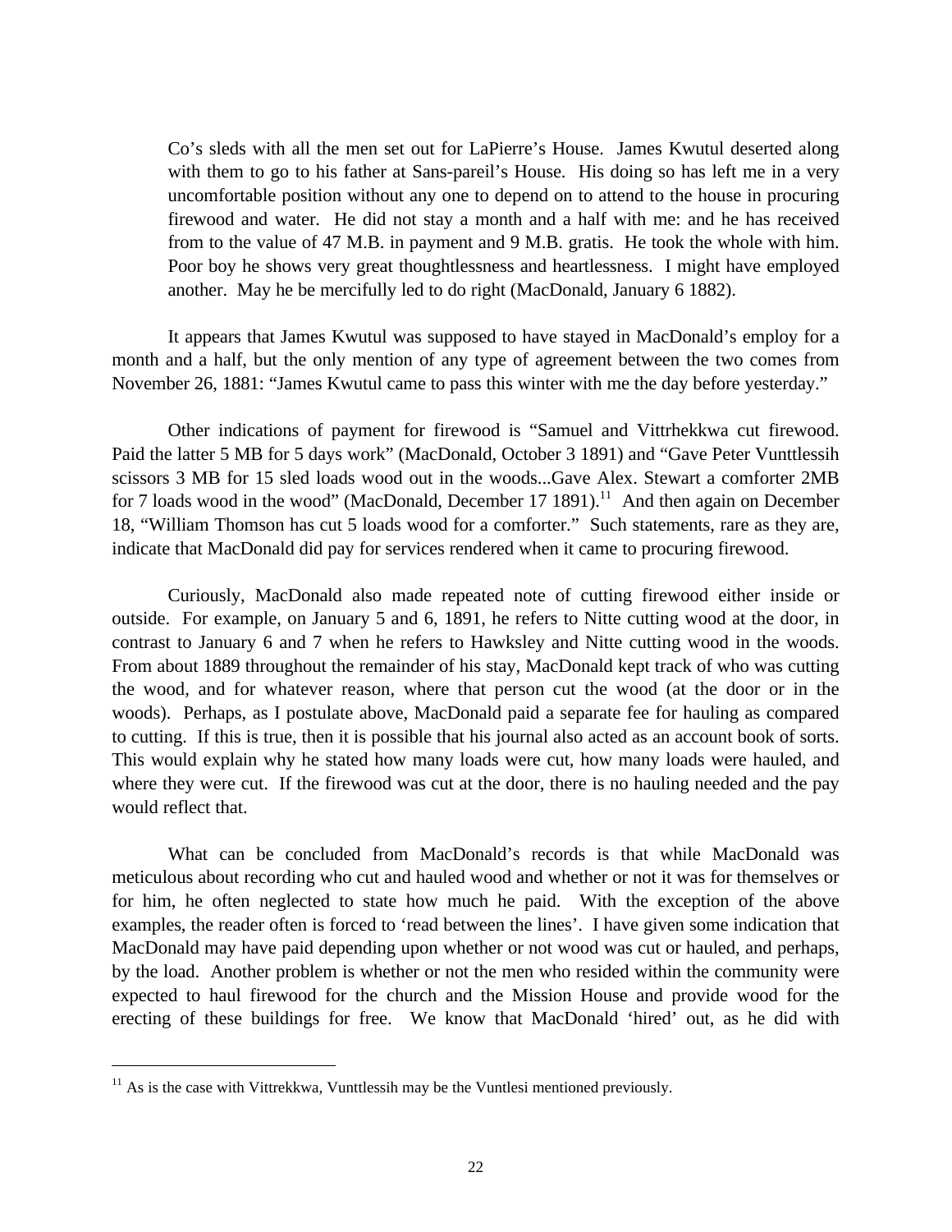> Co's sleds with all the men set out for LaPierre's House. James Kwutul deserted along with them to go to his father at Sans-pareil's House. His doing so has left me in a very uncomfortable position without any one to depend on to attend to the house in procuring firewood and water. He did not stay a month and a half with me: and he has received from to the value of 47 M.B. in payment and 9 M.B. gratis. He took the whole with him. Poor boy he shows very great thoughtlessness and heartlessness. I might have employed another. May he be mercifully led to do right (MacDonald, January 6 1882).

It appears that James Kwutul was supposed to have stayed in MacDonald's employ for a month and a half, but the only mention of any type of agreement between the two comes from November 26, 1881: "James Kwutul came to pass this winter with me the day before yesterday."

Other indications of payment for firewood is "Samuel and Vittrhekkwa cut firewood. Paid the latter 5 MB for 5 days work" (MacDonald, October 3 1891) and "Gave Peter Vunttlessih scissors 3 MB for 15 sled loads wood out in the woods...Gave Alex. Stewart a comforter 2MB for 7 loads wood in the wood" (MacDonald, December 17 1891).[11] And then again on December 18, "William Thomson has cut 5 loads wood for a comforter." Such statements, rare as they are, indicate that MacDonald did pay for services rendered when it came to procuring firewood.

Curiously, MacDonald also made repeated note of cutting firewood either inside or outside. For example, on January 5 and 6, 1891, he refers to Nitte cutting wood at the door, in contrast to January 6 and 7 when he refers to Hawksley and Nitte cutting wood in the woods. From about 1889 throughout the remainder of his stay, MacDonald kept track of who was cutting the wood, and for whatever reason, where that person cut the wood (at the door or in the woods). Perhaps, as I postulate above, MacDonald paid a separate fee for hauling as compared to cutting. If this is true, then it is possible that his journal also acted as an account book of sorts. This would explain why he stated how many loads were cut, how many loads were hauled, and where they were cut. If the firewood was cut at the door, there is no hauling needed and the pay would reflect that.

What can be concluded from MacDonald's records is that while MacDonald was meticulous about recording who cut and hauled wood and whether or not it was for themselves or for him, he often neglected to state how much he paid. With the exception of the above examples, the reader often is forced to 'read between the lines'. I have given some indication that MacDonald may have paid depending upon whether or not wood was cut or hauled, and perhaps, by the load. Another problem is whether or not the men who resided within the community were expected to haul firewood for the church and the Mission House and provide wood for the erecting of these buildings for free. We know that MacDonald 'hired' out, as he did with

[11] As is the case with Vittrekkwa, Vunttlessih may be the Vuntlesi mentioned previously.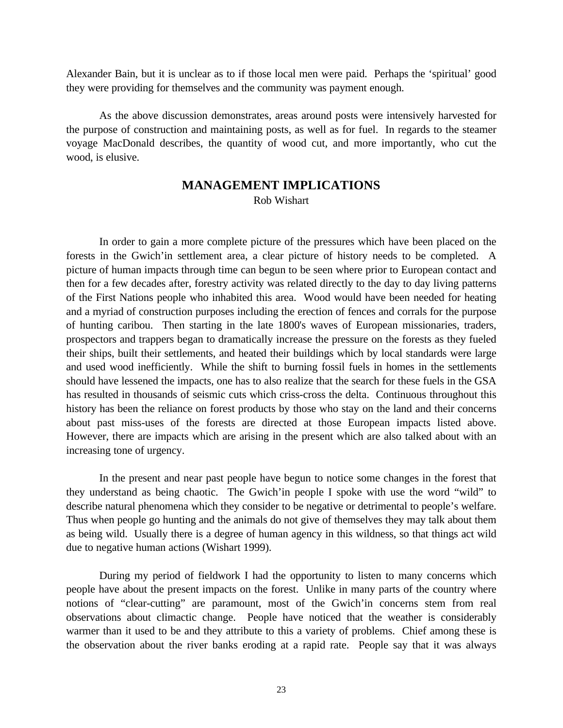Alexander Bain, but it is unclear as to if those local men were paid. Perhaps the 'spiritual' good they were providing for themselves and the community was payment enough.

As the above discussion demonstrates, areas around posts were intensively harvested for the purpose of construction and maintaining posts, as well as for fuel. In regards to the steamer voyage MacDonald describes, the quantity of wood cut, and more importantly, who cut the wood, is elusive.

## MANAGEMENT IMPLICATIONS

Rob Wishart

In order to gain a more complete picture of the pressures which have been placed on the forests in the Gwich'in settlement area, a clear picture of history needs to be completed. A picture of human impacts through time can begun to be seen where prior to European contact and then for a few decades after, forestry activity was related directly to the day to day living patterns of the First Nations people who inhabited this area. Wood would have been needed for heating and a myriad of construction purposes including the erection of fences and corrals for the purpose of hunting caribou. Then starting in the late 1800's waves of European missionaries, traders, prospectors and trappers began to dramatically increase the pressure on the forests as they fueled their ships, built their settlements, and heated their buildings which by local standards were large and used wood inefficiently. While the shift to burning fossil fuels in homes in the settlements should have lessened the impacts, one has to also realize that the search for these fuels in the GSA has resulted in thousands of seismic cuts which criss-cross the delta. Continuous throughout this history has been the reliance on forest products by those who stay on the land and their concerns about past miss-uses of the forests are directed at those European impacts listed above. However, there are impacts which are arising in the present which are also talked about with an increasing tone of urgency.

In the present and near past people have begun to notice some changes in the forest that they understand as being chaotic. The Gwich'in people I spoke with use the word "wild" to describe natural phenomena which they consider to be negative or detrimental to people's welfare. Thus when people go hunting and the animals do not give of themselves they may talk about them as being wild. Usually there is a degree of human agency in this wildness, so that things act wild due to negative human actions (Wishart 1999).

During my period of fieldwork I had the opportunity to listen to many concerns which people have about the present impacts on the forest. Unlike in many parts of the country where notions of "clear-cutting" are paramount, most of the Gwich'in concerns stem from real observations about climactic change. People have noticed that the weather is considerably warmer than it used to be and they attribute to this a variety of problems. Chief among these is the observation about the river banks eroding at a rapid rate. People say that it was always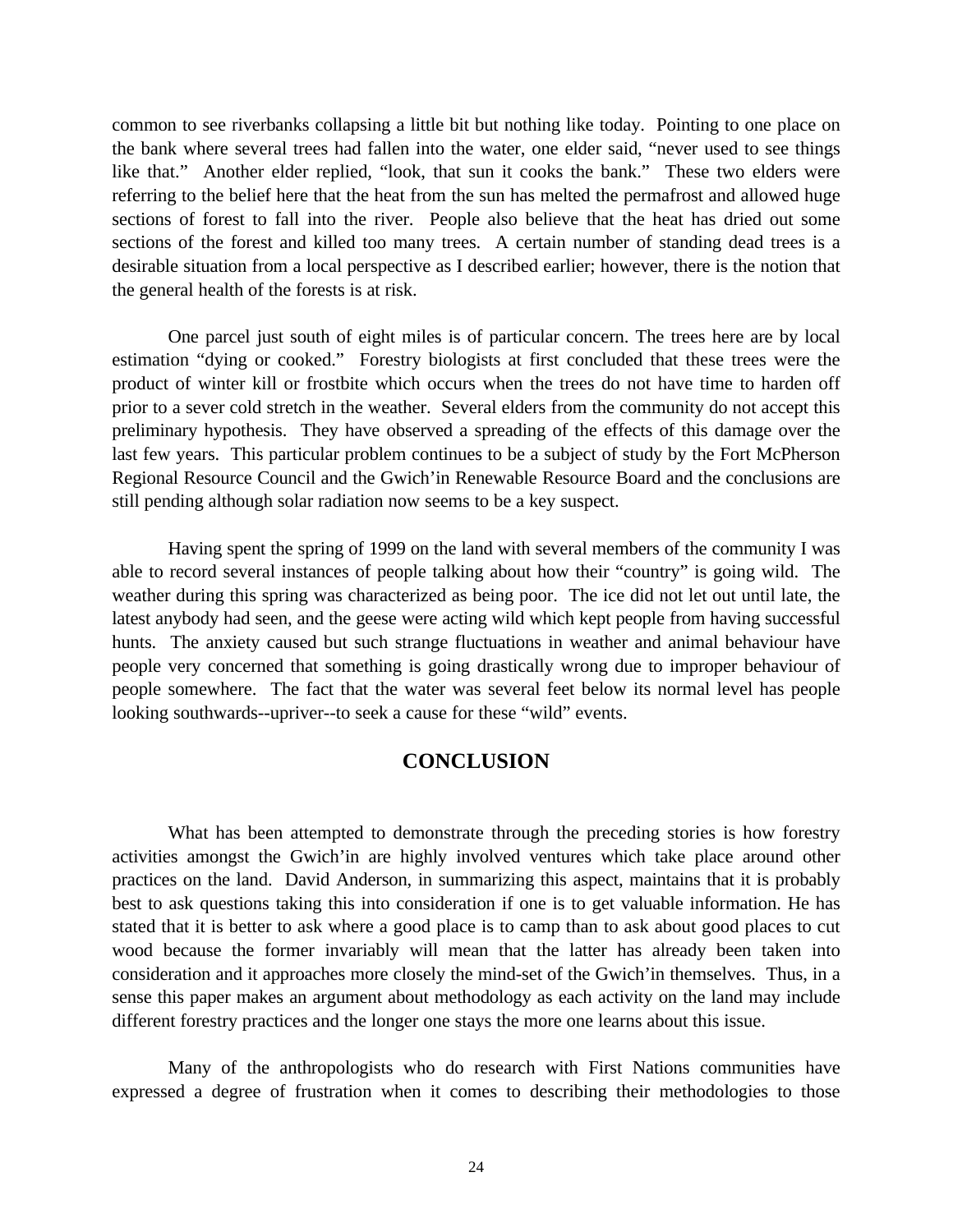common to see riverbanks collapsing a little bit but nothing like today. Pointing to one place on the bank where several trees had fallen into the water, one elder said, "never used to see things like that." Another elder replied, "look, that sun it cooks the bank." These two elders were referring to the belief here that the heat from the sun has melted the permafrost and allowed huge sections of forest to fall into the river. People also believe that the heat has dried out some sections of the forest and killed too many trees. A certain number of standing dead trees is a desirable situation from a local perspective as I described earlier; however, there is the notion that the general health of the forests is at risk.

One parcel just south of eight miles is of particular concern. The trees here are by local estimation "dying or cooked." Forestry biologists at first concluded that these trees were the product of winter kill or frostbite which occurs when the trees do not have time to harden off prior to a sever cold stretch in the weather. Several elders from the community do not accept this preliminary hypothesis. They have observed a spreading of the effects of this damage over the last few years. This particular problem continues to be a subject of study by the Fort McPherson Regional Resource Council and the Gwich'in Renewable Resource Board and the conclusions are still pending although solar radiation now seems to be a key suspect.

Having spent the spring of 1999 on the land with several members of the community I was able to record several instances of people talking about how their "country" is going wild. The weather during this spring was characterized as being poor. The ice did not let out until late, the latest anybody had seen, and the geese were acting wild which kept people from having successful hunts. The anxiety caused but such strange fluctuations in weather and animal behaviour have people very concerned that something is going drastically wrong due to improper behaviour of people somewhere. The fact that the water was several feet below its normal level has people looking southwards--upriver--to seek a cause for these "wild" events.

## CONCLUSION

What has been attempted to demonstrate through the preceding stories is how forestry activities amongst the Gwich'in are highly involved ventures which take place around other practices on the land. David Anderson, in summarizing this aspect, maintains that it is probably best to ask questions taking this into consideration if one is to get valuable information. He has stated that it is better to ask where a good place is to camp than to ask about good places to cut wood because the former invariably will mean that the latter has already been taken into consideration and it approaches more closely the mind-set of the Gwich'in themselves. Thus, in a sense this paper makes an argument about methodology as each activity on the land may include different forestry practices and the longer one stays the more one learns about this issue.

Many of the anthropologists who do research with First Nations communities have expressed a degree of frustration when it comes to describing their methodologies to those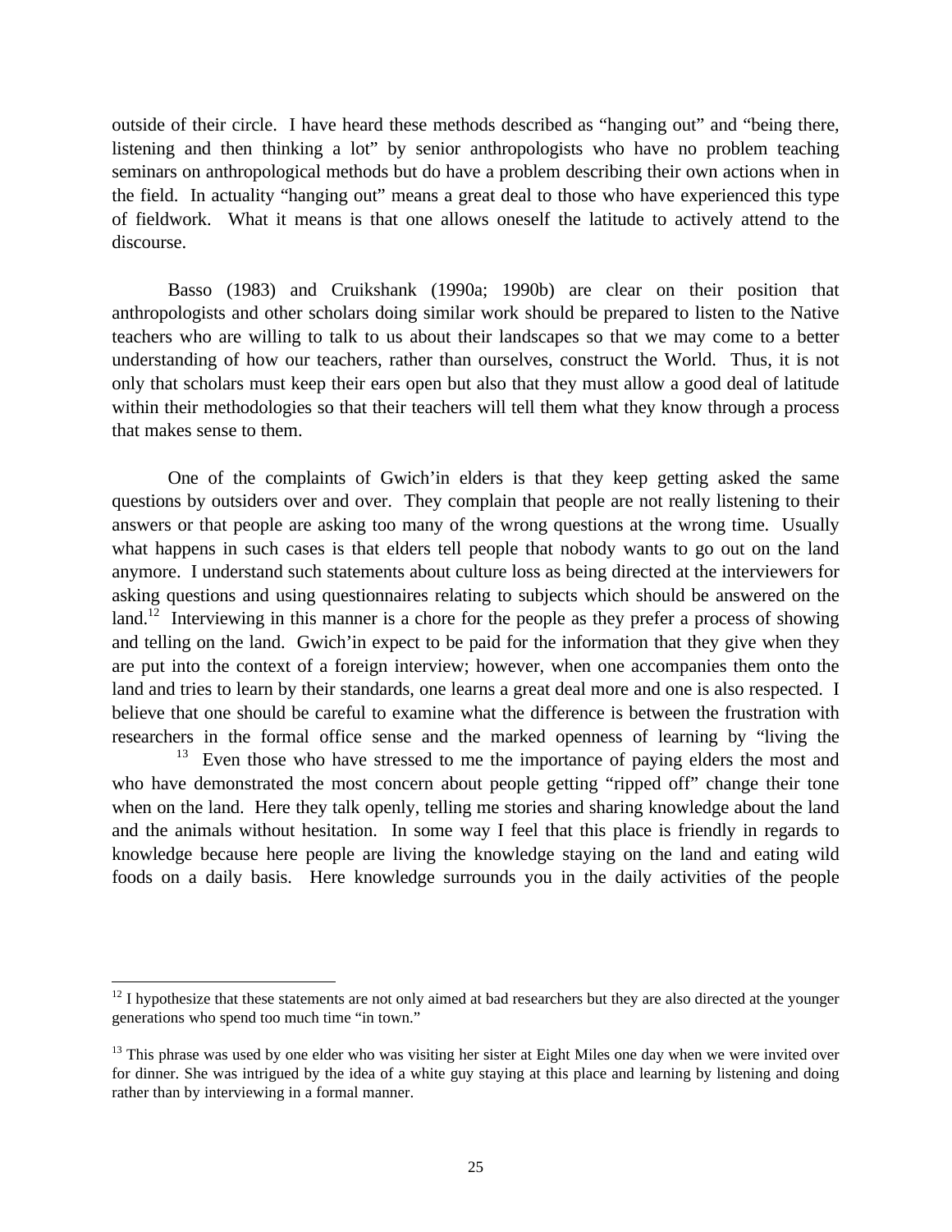outside of their circle. I have heard these methods described as "hanging out" and "being there, listening and then thinking a lot" by senior anthropologists who have no problem teaching seminars on anthropological methods but do have a problem describing their own actions when in the field. In actuality "hanging out" means a great deal to those who have experienced this type of fieldwork. What it means is that one allows oneself the latitude to actively attend to the discourse.

Basso (1983) and Cruikshank (1990a; 1990b) are clear on their position that anthropologists and other scholars doing similar work should be prepared to listen to the Native teachers who are willing to talk to us about their landscapes so that we may come to a better understanding of how our teachers, rather than ourselves, construct the World. Thus, it is not only that scholars must keep their ears open but also that they must allow a good deal of latitude within their methodologies so that their teachers will tell them what they know through a process that makes sense to them.

One of the complaints of Gwich'in elders is that they keep getting asked the same questions by outsiders over and over. They complain that people are not really listening to their answers or that people are asking too many of the wrong questions at the wrong time. Usually what happens in such cases is that elders tell people that nobody wants to go out on the land anymore. I understand such statements about culture loss as being directed at the interviewers for asking questions and using questionnaires relating to subjects which should be answered on the land.[12] Interviewing in this manner is a chore for the people as they prefer a process of showing and telling on the land. Gwich'in expect to be paid for the information that they give when they are put into the context of a foreign interview; however, when one accompanies them onto the land and tries to learn by their standards, one learns a great deal more and one is also respected. I believe that one should be careful to examine what the difference is between the frustration with researchers in the formal office sense and the marked openness of learning by "living the [13] Even those who have stressed to me the importance of paying elders the most and who have demonstrated the most concern about people getting "ripped off" change their tone when on the land. Here they talk openly, telling me stories and sharing knowledge about the land and the animals without hesitation. In some way I feel that this place is friendly in regards to knowledge because here people are living the knowledge staying on the land and eating wild foods on a daily basis. Here knowledge surrounds you in the daily activities of the people

---

[12] I hypothesize that these statements are not only aimed at bad researchers but they are also directed at the younger generations who spend too much time "in town."

[13] This phrase was used by one elder who was visiting her sister at Eight Miles one day when we were invited over for dinner. She was intrigued by the idea of a white guy staying at this place and learning by listening and doing rather than by interviewing in a formal manner.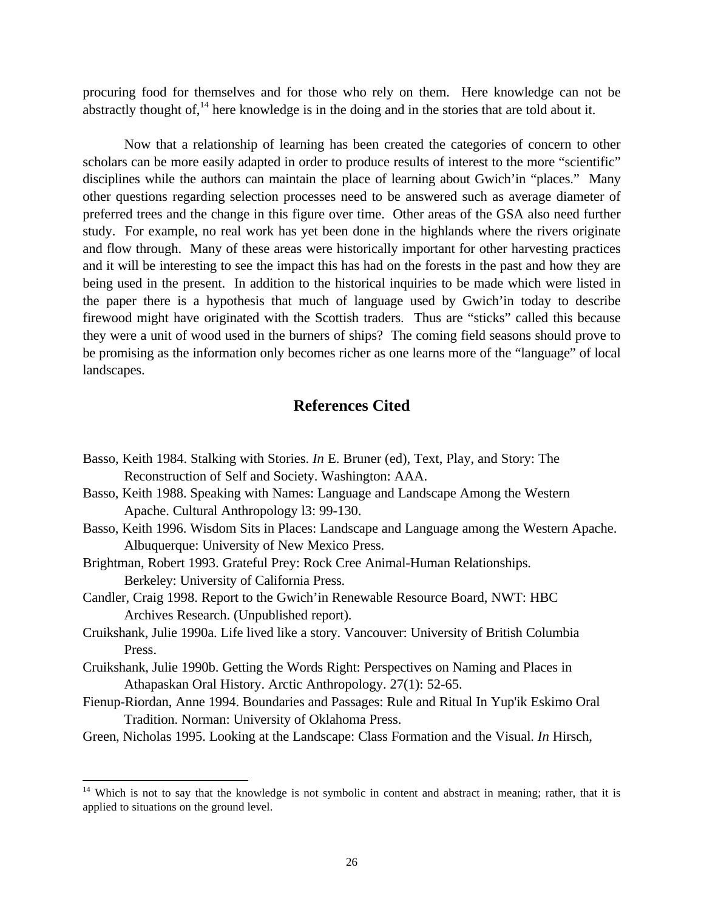procuring food for themselves and for those who rely on them. Here knowledge can not be abstractly thought of,[14] here knowledge is in the doing and in the stories that are told about it.

Now that a relationship of learning has been created the categories of concern to other scholars can be more easily adapted in order to produce results of interest to the more "scientific" disciplines while the authors can maintain the place of learning about Gwich'in "places." Many other questions regarding selection processes need to be answered such as average diameter of preferred trees and the change in this figure over time. Other areas of the GSA also need further study. For example, no real work has yet been done in the highlands where the rivers originate and flow through. Many of these areas were historically important for other harvesting practices and it will be interesting to see the impact this has had on the forests in the past and how they are being used in the present. In addition to the historical inquiries to be made which were listed in the paper there is a hypothesis that much of language used by Gwich'in today to describe firewood might have originated with the Scottish traders. Thus are "sticks" called this because they were a unit of wood used in the burners of ships? The coming field seasons should prove to be promising as the information only becomes richer as one learns more of the "language" of local landscapes.

## References Cited

Basso, Keith 1984. Stalking with Stories. *In* E. Bruner (ed), Text, Play, and Story: The Reconstruction of Self and Society. Washington: AAA.

Basso, Keith 1988. Speaking with Names: Language and Landscape Among the Western Apache. Cultural Anthropology l3: 99-130.

Basso, Keith 1996. Wisdom Sits in Places: Landscape and Language among the Western Apache. Albuquerque: University of New Mexico Press.

Brightman, Robert 1993. Grateful Prey: Rock Cree Animal-Human Relationships. Berkeley: University of California Press.

Candler, Craig 1998. Report to the Gwich'in Renewable Resource Board, NWT: HBC Archives Research. (Unpublished report).

Cruikshank, Julie 1990a. Life lived like a story. Vancouver: University of British Columbia Press.

Cruikshank, Julie 1990b. Getting the Words Right: Perspectives on Naming and Places in Athapaskan Oral History. Arctic Anthropology. 27(1): 52-65.

Fienup-Riordan, Anne 1994. Boundaries and Passages: Rule and Ritual In Yup'ik Eskimo Oral Tradition. Norman: University of Oklahoma Press.

Green, Nicholas 1995. Looking at the Landscape: Class Formation and the Visual. *In* Hirsch,

---

[14] Which is not to say that the knowledge is not symbolic in content and abstract in meaning; rather, that it is applied to situations on the ground level.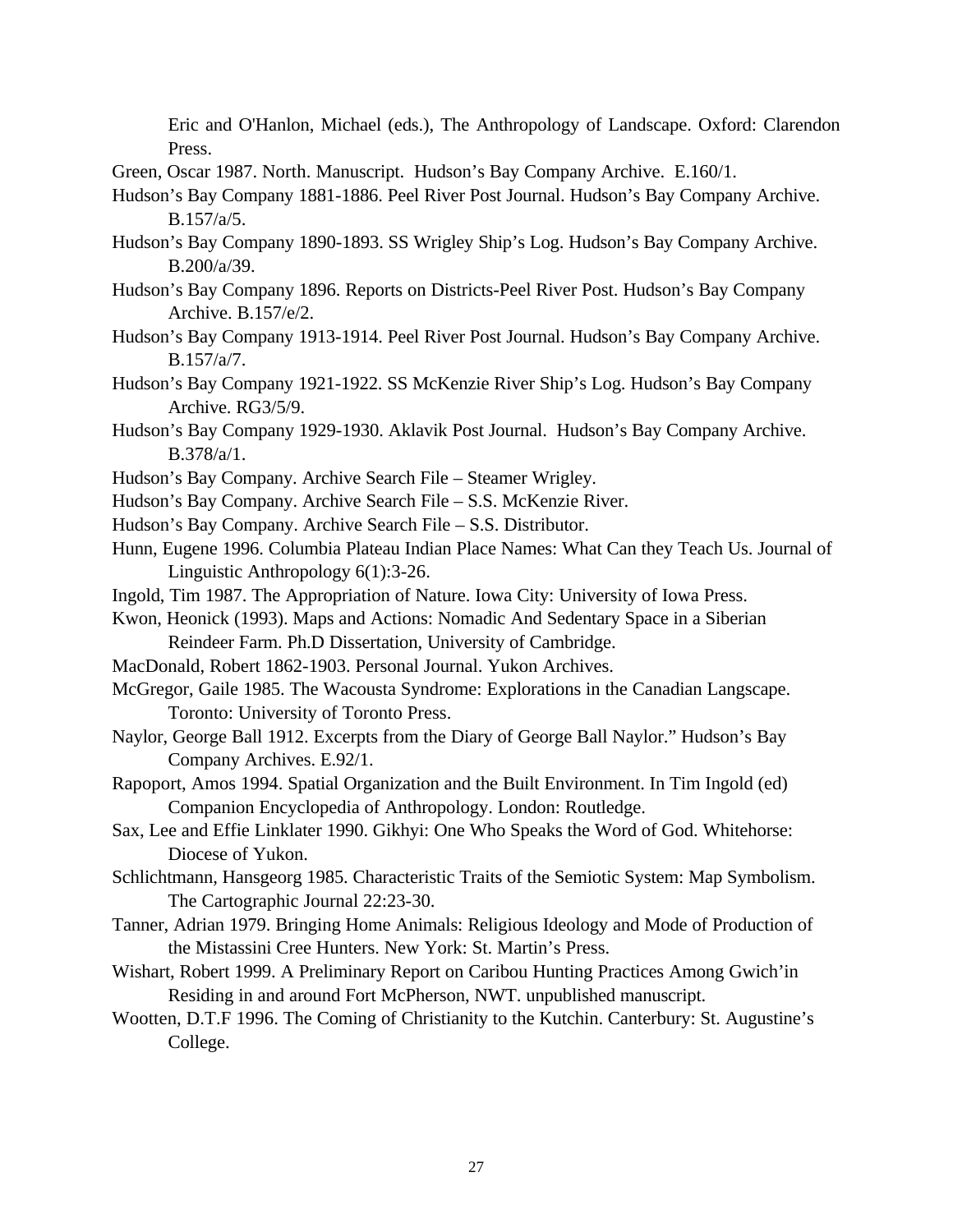Eric and O'Hanlon, Michael (eds.), The Anthropology of Landscape. Oxford: Clarendon Press.

Green, Oscar 1987. North. Manuscript. Hudson's Bay Company Archive. E.160/1.

Hudson's Bay Company 1881-1886. Peel River Post Journal. Hudson's Bay Company Archive. B.157/a/5.

Hudson's Bay Company 1890-1893. SS Wrigley Ship's Log. Hudson's Bay Company Archive. B.200/a/39.

Hudson's Bay Company 1896. Reports on Districts-Peel River Post. Hudson's Bay Company Archive. B.157/e/2.

Hudson's Bay Company 1913-1914. Peel River Post Journal. Hudson's Bay Company Archive. B.157/a/7.

Hudson's Bay Company 1921-1922. SS McKenzie River Ship's Log. Hudson's Bay Company Archive. RG3/5/9.

Hudson's Bay Company 1929-1930. Aklavik Post Journal. Hudson's Bay Company Archive. B.378/a/1.

Hudson's Bay Company. Archive Search File – Steamer Wrigley.

Hudson's Bay Company. Archive Search File – S.S. McKenzie River.

Hudson's Bay Company. Archive Search File – S.S. Distributor.

Hunn, Eugene 1996. Columbia Plateau Indian Place Names: What Can they Teach Us. Journal of Linguistic Anthropology 6(1):3-26.

Ingold, Tim 1987. The Appropriation of Nature. Iowa City: University of Iowa Press.

Kwon, Heonick (1993). Maps and Actions: Nomadic And Sedentary Space in a Siberian Reindeer Farm. Ph.D Dissertation, University of Cambridge.

MacDonald, Robert 1862-1903. Personal Journal. Yukon Archives.

McGregor, Gaile 1985. The Wacousta Syndrome: Explorations in the Canadian Langscape. Toronto: University of Toronto Press.

Naylor, George Ball 1912. Excerpts from the Diary of George Ball Naylor." Hudson's Bay Company Archives. E.92/1.

Rapoport, Amos 1994. Spatial Organization and the Built Environment. In Tim Ingold (ed) Companion Encyclopedia of Anthropology. London: Routledge.

Sax, Lee and Effie Linklater 1990. Gikhyi: One Who Speaks the Word of God. Whitehorse: Diocese of Yukon.

Schlichtmann, Hansgeorg 1985. Characteristic Traits of the Semiotic System: Map Symbolism. The Cartographic Journal 22:23-30.

Tanner, Adrian 1979. Bringing Home Animals: Religious Ideology and Mode of Production of the Mistassini Cree Hunters. New York: St. Martin's Press.

Wishart, Robert 1999. A Preliminary Report on Caribou Hunting Practices Among Gwich'in Residing in and around Fort McPherson, NWT. unpublished manuscript.

Wootten, D.T.F 1996. The Coming of Christianity to the Kutchin. Canterbury: St. Augustine's College.